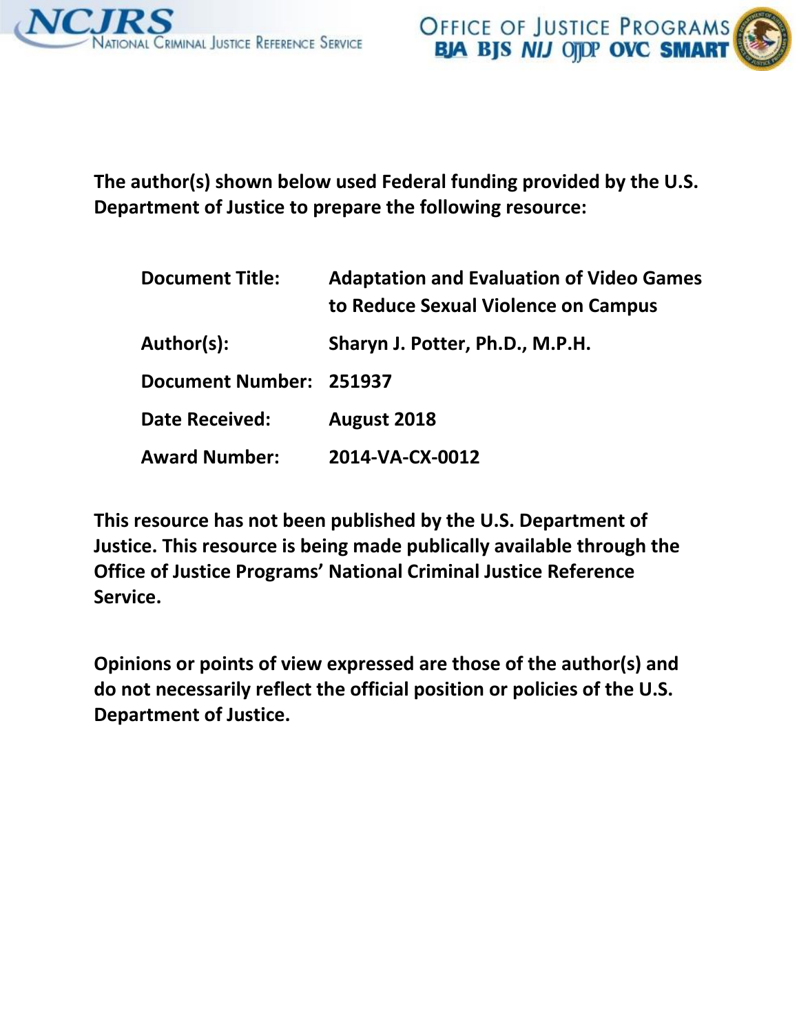NCJRS
National Criminal Justice Reference Service

Office of Justice Programs
BJA BJS NIJ OJJDP OVC SMART

**The author(s) shown below used Federal funding provided by the U.S. Department of Justice to prepare the following resource:**

| | |
|---|---|
| **Document Title:** | **Adaptation and Evaluation of Video Games to Reduce Sexual Violence on Campus** |
| **Author(s):** | **Sharyn J. Potter, Ph.D., M.P.H.** |
| **Document Number:** | **251937** |
| **Date Received:** | **August 2018** |
| **Award Number:** | **2014-VA-CX-0012** |

**This resource has not been published by the U.S. Department of Justice. This resource is being made publically available through the Office of Justice Programs' National Criminal Justice Reference Service.**

**Opinions or points of view expressed are those of the author(s) and do not necessarily reflect the official position or policies of the U.S. Department of Justice.**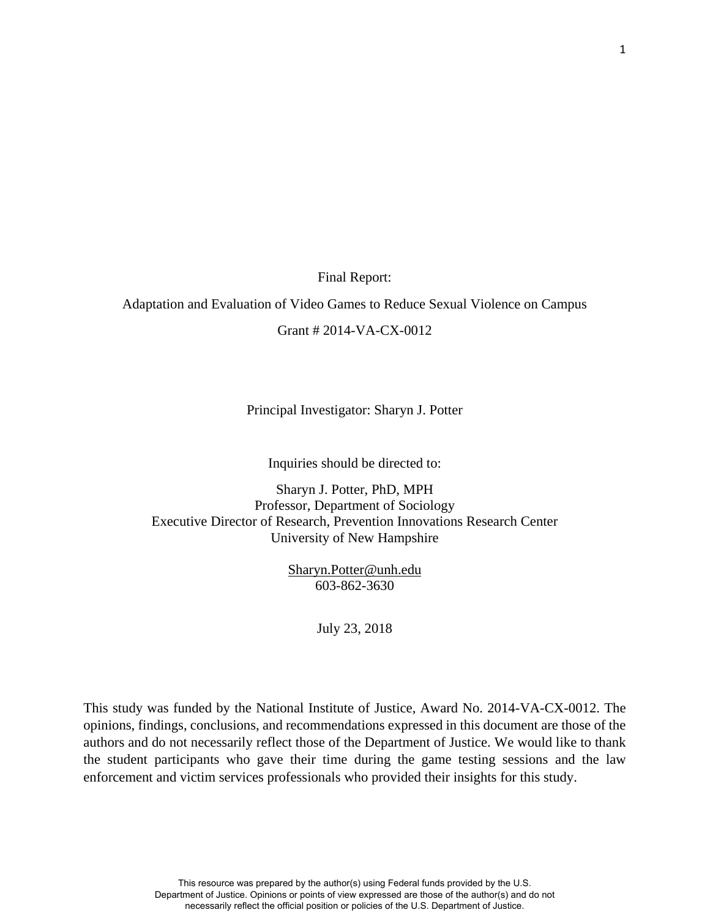Final Report:

Adaptation and Evaluation of Video Games to Reduce Sexual Violence on Campus

Grant # 2014-VA-CX-0012

Principal Investigator: Sharyn J. Potter

Inquiries should be directed to:

Sharyn J. Potter, PhD, MPH
Professor, Department of Sociology
Executive Director of Research, Prevention Innovations Research Center
University of New Hampshire

Sharyn.Potter@unh.edu
603-862-3630

July 23, 2018

This study was funded by the National Institute of Justice, Award No. 2014-VA-CX-0012. The opinions, findings, conclusions, and recommendations expressed in this document are those of the authors and do not necessarily reflect those of the Department of Justice. We would like to thank the student participants who gave their time during the game testing sessions and the law enforcement and victim services professionals who provided their insights for this study.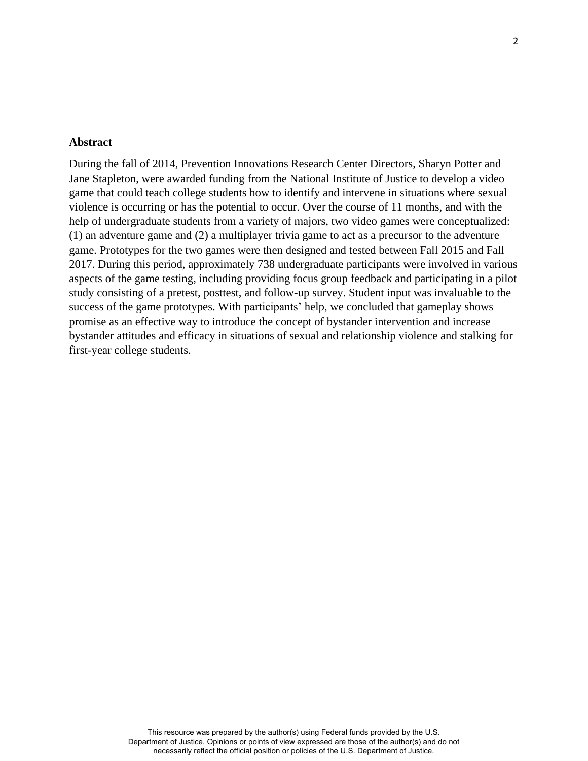**Abstract**

During the fall of 2014, Prevention Innovations Research Center Directors, Sharyn Potter and Jane Stapleton, were awarded funding from the National Institute of Justice to develop a video game that could teach college students how to identify and intervene in situations where sexual violence is occurring or has the potential to occur. Over the course of 11 months, and with the help of undergraduate students from a variety of majors, two video games were conceptualized: (1) an adventure game and (2) a multiplayer trivia game to act as a precursor to the adventure game. Prototypes for the two games were then designed and tested between Fall 2015 and Fall 2017. During this period, approximately 738 undergraduate participants were involved in various aspects of the game testing, including providing focus group feedback and participating in a pilot study consisting of a pretest, posttest, and follow-up survey. Student input was invaluable to the success of the game prototypes. With participants' help, we concluded that gameplay shows promise as an effective way to introduce the concept of bystander intervention and increase bystander attitudes and efficacy in situations of sexual and relationship violence and stalking for first-year college students.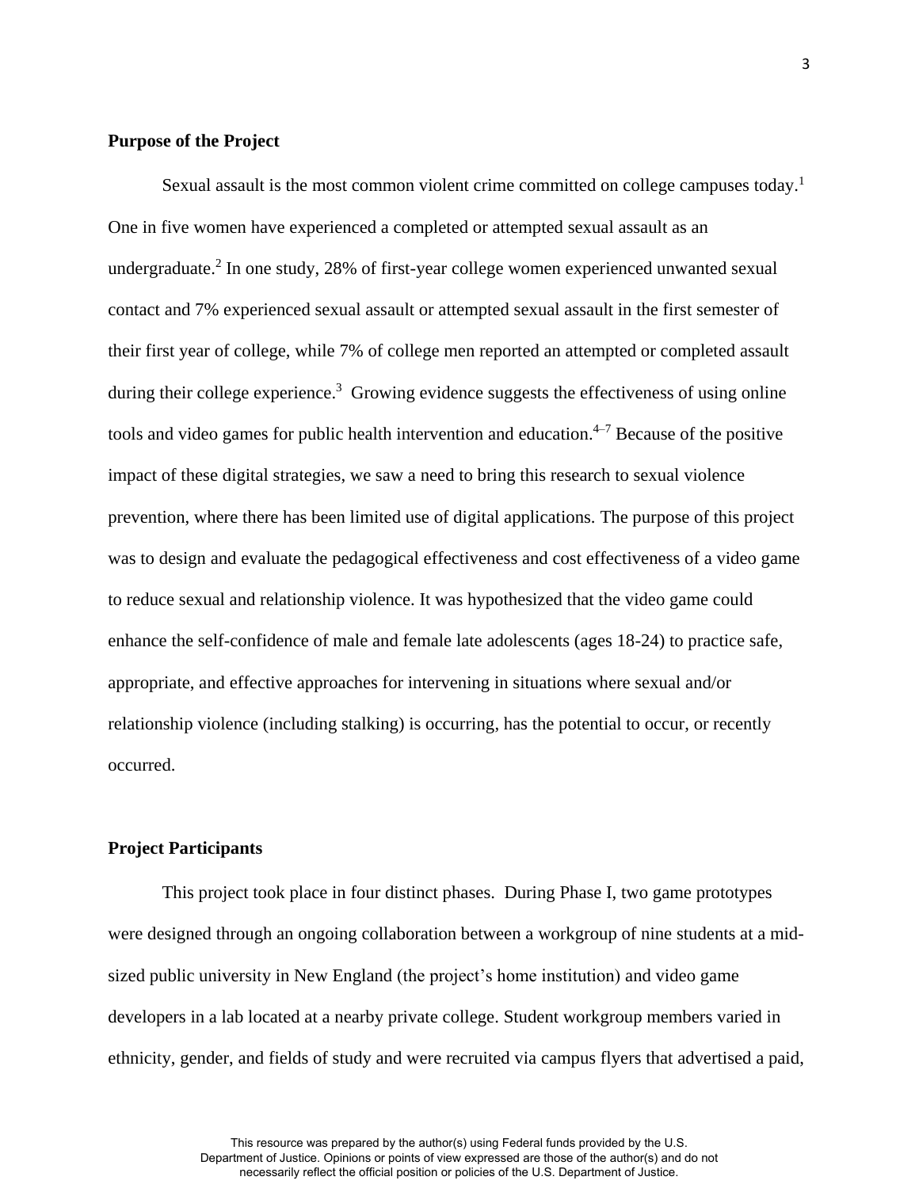**Purpose of the Project**

Sexual assault is the most common violent crime committed on college campuses today.[1] One in five women have experienced a completed or attempted sexual assault as an undergraduate.[2] In one study, 28% of first-year college women experienced unwanted sexual contact and 7% experienced sexual assault or attempted sexual assault in the first semester of their first year of college, while 7% of college men reported an attempted or completed assault during their college experience.[3] Growing evidence suggests the effectiveness of using online tools and video games for public health intervention and education.[4–7] Because of the positive impact of these digital strategies, we saw a need to bring this research to sexual violence prevention, where there has been limited use of digital applications. The purpose of this project was to design and evaluate the pedagogical effectiveness and cost effectiveness of a video game to reduce sexual and relationship violence. It was hypothesized that the video game could enhance the self-confidence of male and female late adolescents (ages 18-24) to practice safe, appropriate, and effective approaches for intervening in situations where sexual and/or relationship violence (including stalking) is occurring, has the potential to occur, or recently occurred.

**Project Participants**

This project took place in four distinct phases. During Phase I, two game prototypes were designed through an ongoing collaboration between a workgroup of nine students at a mid-sized public university in New England (the project's home institution) and video game developers in a lab located at a nearby private college. Student workgroup members varied in ethnicity, gender, and fields of study and were recruited via campus flyers that advertised a paid,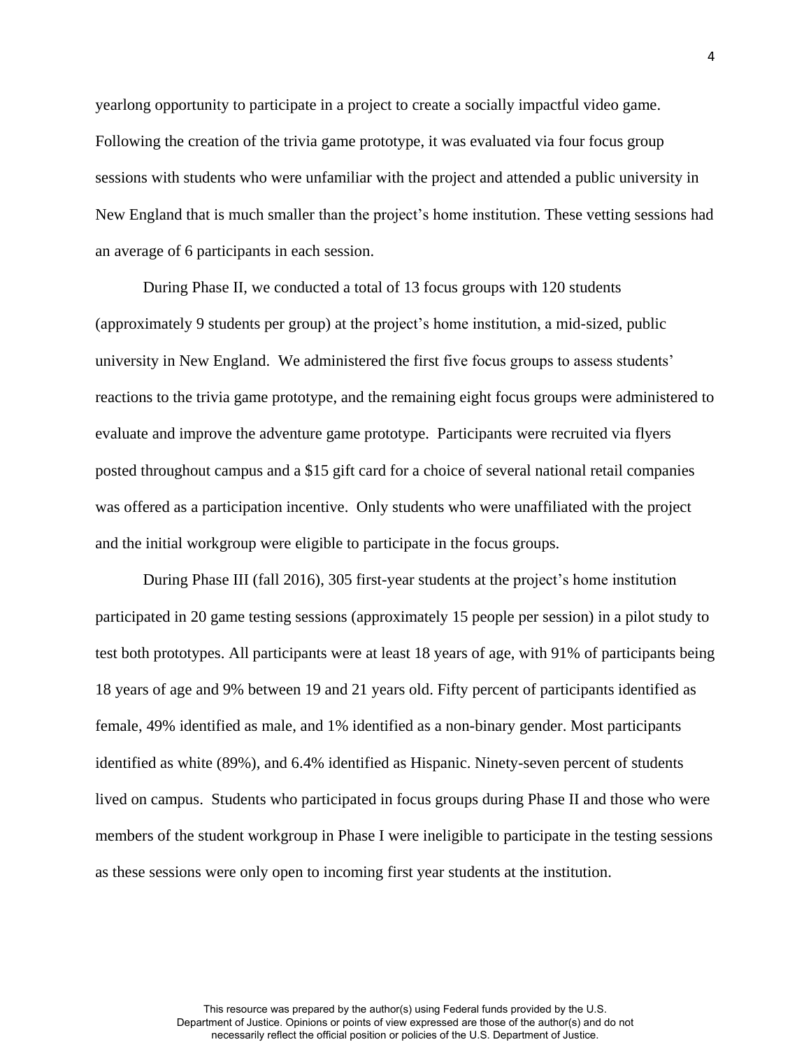yearlong opportunity to participate in a project to create a socially impactful video game. Following the creation of the trivia game prototype, it was evaluated via four focus group sessions with students who were unfamiliar with the project and attended a public university in New England that is much smaller than the project's home institution. These vetting sessions had an average of 6 participants in each session.

During Phase II, we conducted a total of 13 focus groups with 120 students (approximately 9 students per group) at the project's home institution, a mid-sized, public university in New England. We administered the first five focus groups to assess students' reactions to the trivia game prototype, and the remaining eight focus groups were administered to evaluate and improve the adventure game prototype. Participants were recruited via flyers posted throughout campus and a $15 gift card for a choice of several national retail companies was offered as a participation incentive. Only students who were unaffiliated with the project and the initial workgroup were eligible to participate in the focus groups.

During Phase III (fall 2016), 305 first-year students at the project's home institution participated in 20 game testing sessions (approximately 15 people per session) in a pilot study to test both prototypes. All participants were at least 18 years of age, with 91% of participants being 18 years of age and 9% between 19 and 21 years old. Fifty percent of participants identified as female, 49% identified as male, and 1% identified as a non-binary gender. Most participants identified as white (89%), and 6.4% identified as Hispanic. Ninety-seven percent of students lived on campus. Students who participated in focus groups during Phase II and those who were members of the student workgroup in Phase I were ineligible to participate in the testing sessions as these sessions were only open to incoming first year students at the institution.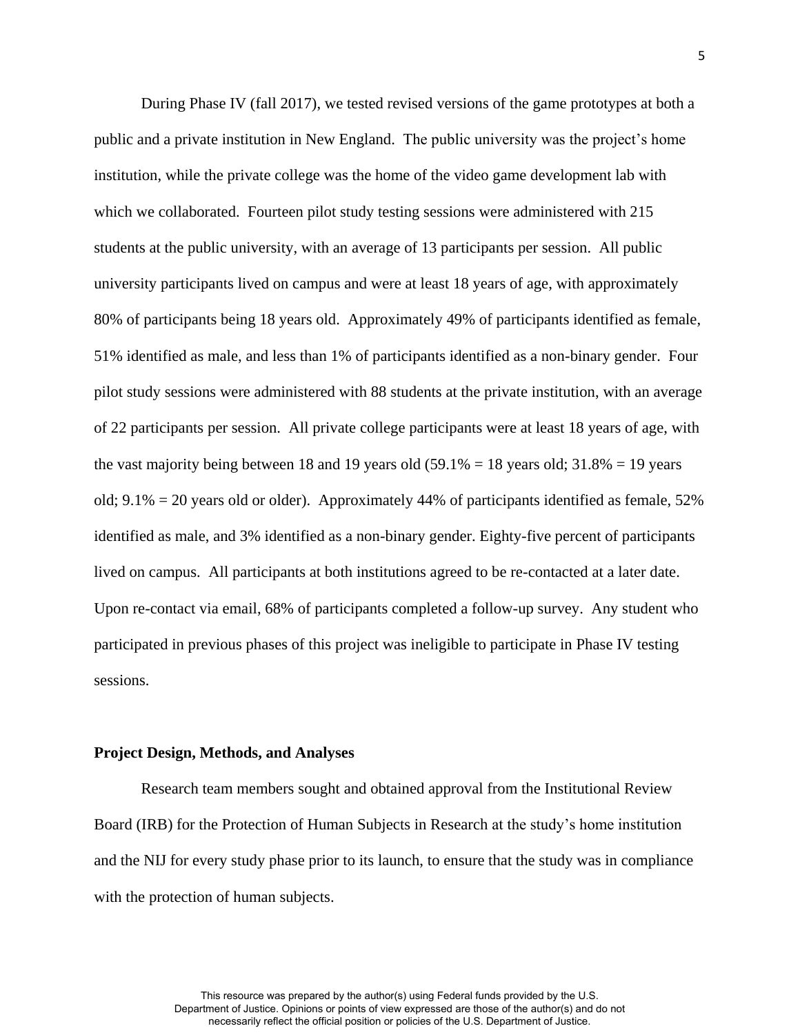During Phase IV (fall 2017), we tested revised versions of the game prototypes at both a public and a private institution in New England. The public university was the project's home institution, while the private college was the home of the video game development lab with which we collaborated. Fourteen pilot study testing sessions were administered with 215 students at the public university, with an average of 13 participants per session. All public university participants lived on campus and were at least 18 years of age, with approximately 80% of participants being 18 years old. Approximately 49% of participants identified as female, 51% identified as male, and less than 1% of participants identified as a non-binary gender. Four pilot study sessions were administered with 88 students at the private institution, with an average of 22 participants per session. All private college participants were at least 18 years of age, with the vast majority being between 18 and 19 years old (59.1% = 18 years old; 31.8% = 19 years old; 9.1% = 20 years old or older). Approximately 44% of participants identified as female, 52% identified as male, and 3% identified as a non-binary gender. Eighty-five percent of participants lived on campus. All participants at both institutions agreed to be re-contacted at a later date. Upon re-contact via email, 68% of participants completed a follow-up survey. Any student who participated in previous phases of this project was ineligible to participate in Phase IV testing sessions.

**Project Design, Methods, and Analyses**

Research team members sought and obtained approval from the Institutional Review Board (IRB) for the Protection of Human Subjects in Research at the study's home institution and the NIJ for every study phase prior to its launch, to ensure that the study was in compliance with the protection of human subjects.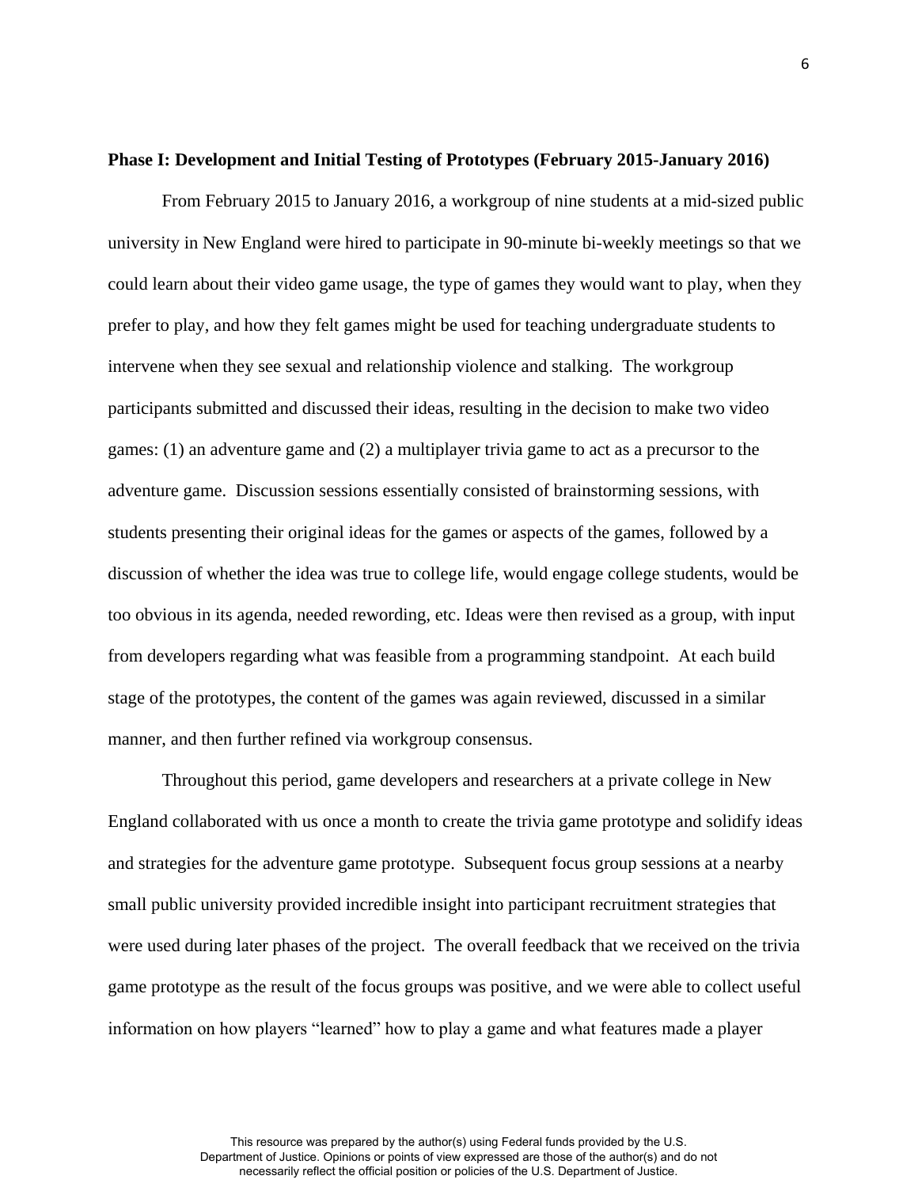**Phase I: Development and Initial Testing of Prototypes (February 2015-January 2016)**

From February 2015 to January 2016, a workgroup of nine students at a mid-sized public university in New England were hired to participate in 90-minute bi-weekly meetings so that we could learn about their video game usage, the type of games they would want to play, when they prefer to play, and how they felt games might be used for teaching undergraduate students to intervene when they see sexual and relationship violence and stalking. The workgroup participants submitted and discussed their ideas, resulting in the decision to make two video games: (1) an adventure game and (2) a multiplayer trivia game to act as a precursor to the adventure game. Discussion sessions essentially consisted of brainstorming sessions, with students presenting their original ideas for the games or aspects of the games, followed by a discussion of whether the idea was true to college life, would engage college students, would be too obvious in its agenda, needed rewording, etc. Ideas were then revised as a group, with input from developers regarding what was feasible from a programming standpoint. At each build stage of the prototypes, the content of the games was again reviewed, discussed in a similar manner, and then further refined via workgroup consensus.

Throughout this period, game developers and researchers at a private college in New England collaborated with us once a month to create the trivia game prototype and solidify ideas and strategies for the adventure game prototype. Subsequent focus group sessions at a nearby small public university provided incredible insight into participant recruitment strategies that were used during later phases of the project. The overall feedback that we received on the trivia game prototype as the result of the focus groups was positive, and we were able to collect useful information on how players "learned" how to play a game and what features made a player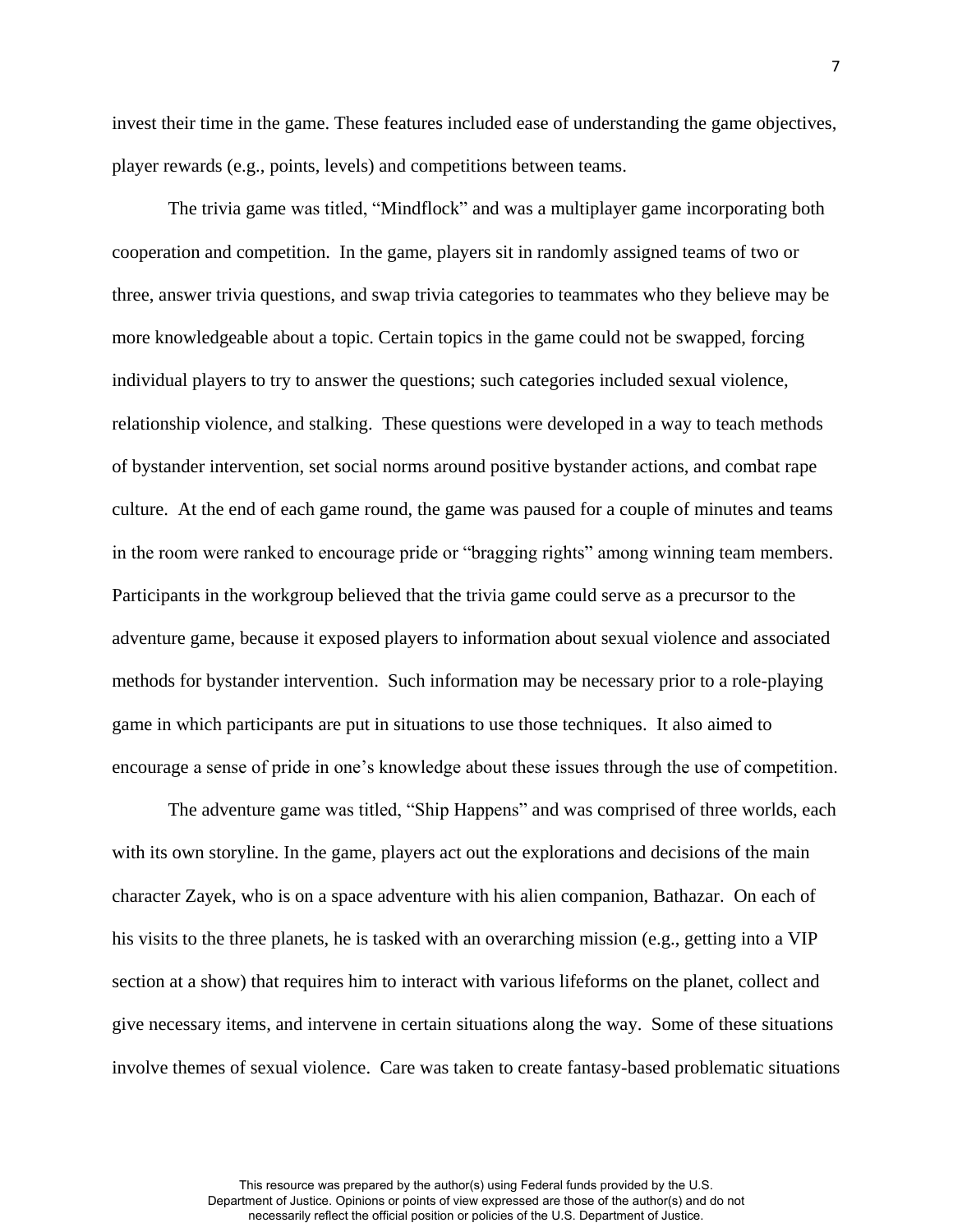invest their time in the game. These features included ease of understanding the game objectives, player rewards (e.g., points, levels) and competitions between teams.

The trivia game was titled, "Mindflock" and was a multiplayer game incorporating both cooperation and competition. In the game, players sit in randomly assigned teams of two or three, answer trivia questions, and swap trivia categories to teammates who they believe may be more knowledgeable about a topic. Certain topics in the game could not be swapped, forcing individual players to try to answer the questions; such categories included sexual violence, relationship violence, and stalking. These questions were developed in a way to teach methods of bystander intervention, set social norms around positive bystander actions, and combat rape culture. At the end of each game round, the game was paused for a couple of minutes and teams in the room were ranked to encourage pride or "bragging rights" among winning team members. Participants in the workgroup believed that the trivia game could serve as a precursor to the adventure game, because it exposed players to information about sexual violence and associated methods for bystander intervention. Such information may be necessary prior to a role-playing game in which participants are put in situations to use those techniques. It also aimed to encourage a sense of pride in one's knowledge about these issues through the use of competition.

The adventure game was titled, "Ship Happens" and was comprised of three worlds, each with its own storyline. In the game, players act out the explorations and decisions of the main character Zayek, who is on a space adventure with his alien companion, Bathazar. On each of his visits to the three planets, he is tasked with an overarching mission (e.g., getting into a VIP section at a show) that requires him to interact with various lifeforms on the planet, collect and give necessary items, and intervene in certain situations along the way. Some of these situations involve themes of sexual violence. Care was taken to create fantasy-based problematic situations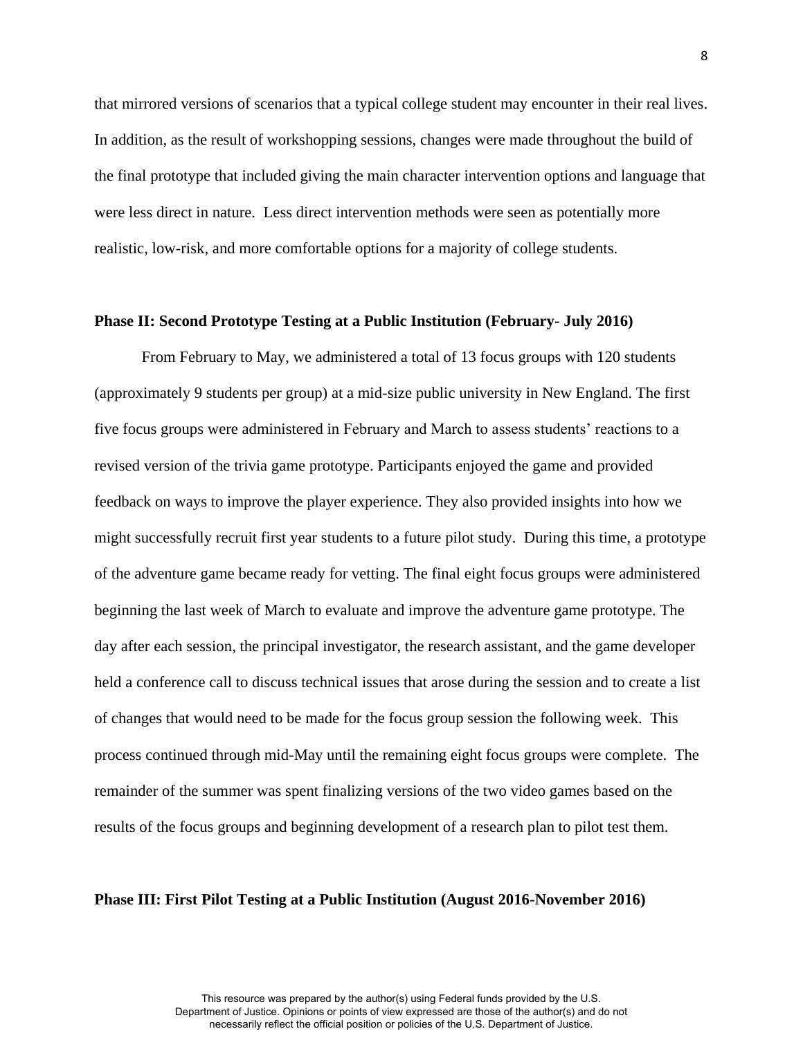that mirrored versions of scenarios that a typical college student may encounter in their real lives. In addition, as the result of workshopping sessions, changes were made throughout the build of the final prototype that included giving the main character intervention options and language that were less direct in nature. Less direct intervention methods were seen as potentially more realistic, low-risk, and more comfortable options for a majority of college students.

**Phase II: Second Prototype Testing at a Public Institution (February- July 2016)**

From February to May, we administered a total of 13 focus groups with 120 students (approximately 9 students per group) at a mid-size public university in New England. The first five focus groups were administered in February and March to assess students' reactions to a revised version of the trivia game prototype. Participants enjoyed the game and provided feedback on ways to improve the player experience. They also provided insights into how we might successfully recruit first year students to a future pilot study. During this time, a prototype of the adventure game became ready for vetting. The final eight focus groups were administered beginning the last week of March to evaluate and improve the adventure game prototype. The day after each session, the principal investigator, the research assistant, and the game developer held a conference call to discuss technical issues that arose during the session and to create a list of changes that would need to be made for the focus group session the following week. This process continued through mid-May until the remaining eight focus groups were complete. The remainder of the summer was spent finalizing versions of the two video games based on the results of the focus groups and beginning development of a research plan to pilot test them.

**Phase III: First Pilot Testing at a Public Institution (August 2016-November 2016)**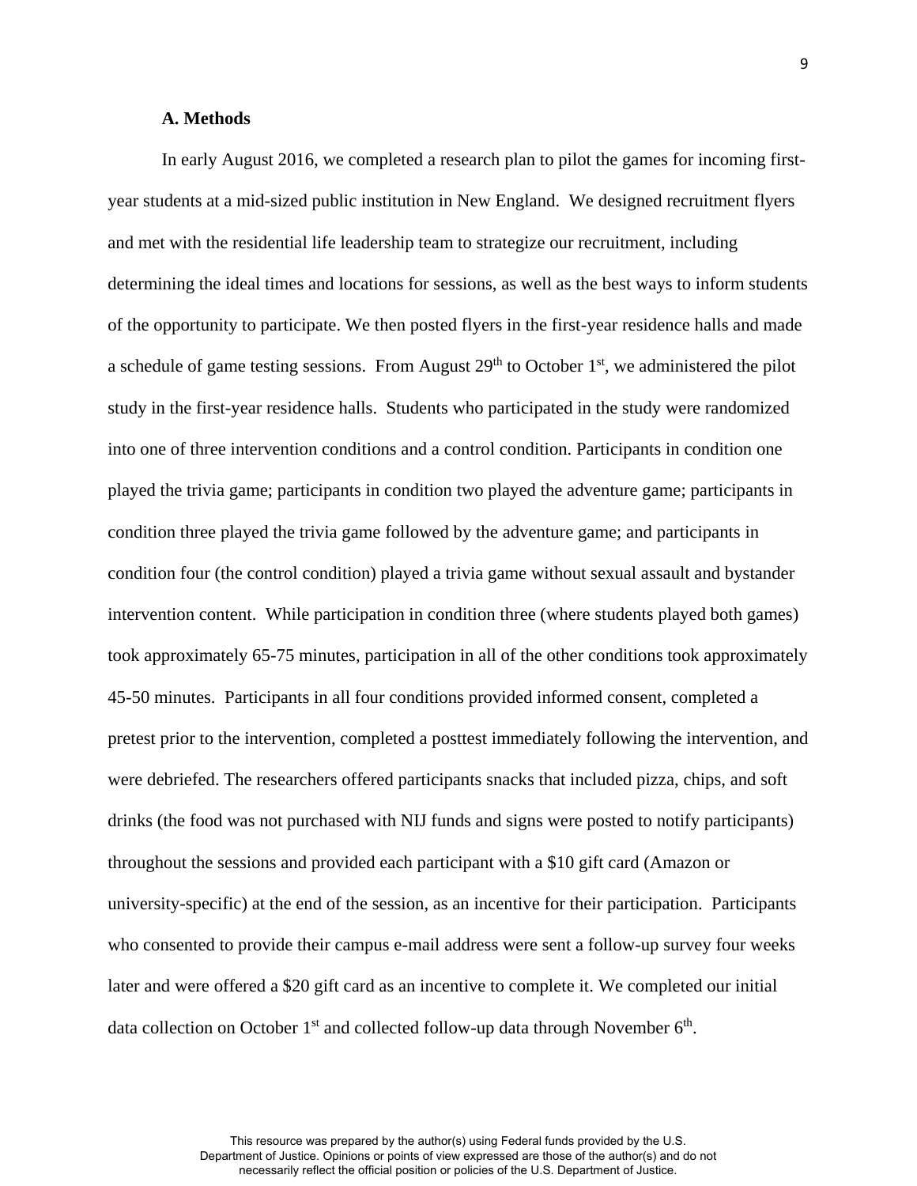### A. Methods

In early August 2016, we completed a research plan to pilot the games for incoming first-year students at a mid-sized public institution in New England. We designed recruitment flyers and met with the residential life leadership team to strategize our recruitment, including determining the ideal times and locations for sessions, as well as the best ways to inform students of the opportunity to participate. We then posted flyers in the first-year residence halls and made a schedule of game testing sessions. From August 29th to October 1st, we administered the pilot study in the first-year residence halls. Students who participated in the study were randomized into one of three intervention conditions and a control condition. Participants in condition one played the trivia game; participants in condition two played the adventure game; participants in condition three played the trivia game followed by the adventure game; and participants in condition four (the control condition) played a trivia game without sexual assault and bystander intervention content. While participation in condition three (where students played both games) took approximately 65-75 minutes, participation in all of the other conditions took approximately 45-50 minutes. Participants in all four conditions provided informed consent, completed a pretest prior to the intervention, completed a posttest immediately following the intervention, and were debriefed. The researchers offered participants snacks that included pizza, chips, and soft drinks (the food was not purchased with NIJ funds and signs were posted to notify participants) throughout the sessions and provided each participant with a $10 gift card (Amazon or university-specific) at the end of the session, as an incentive for their participation. Participants who consented to provide their campus e-mail address were sent a follow-up survey four weeks later and were offered a $20 gift card as an incentive to complete it. We completed our initial data collection on October 1st and collected follow-up data through November 6th.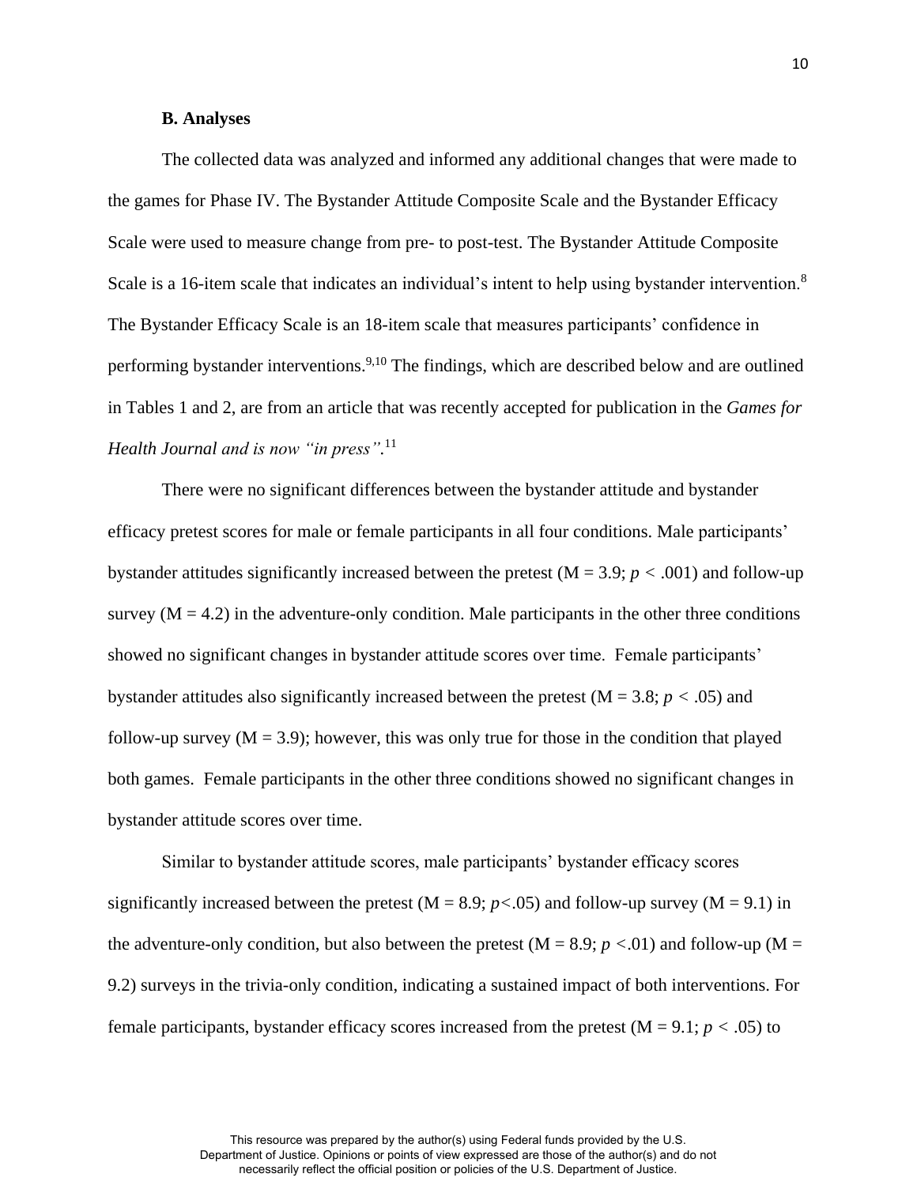**B. Analyses**

The collected data was analyzed and informed any additional changes that were made to the games for Phase IV. The Bystander Attitude Composite Scale and the Bystander Efficacy Scale were used to measure change from pre- to post-test. The Bystander Attitude Composite Scale is a 16-item scale that indicates an individual's intent to help using bystander intervention.[8] The Bystander Efficacy Scale is an 18-item scale that measures participants' confidence in performing bystander interventions.[9,10] The findings, which are described below and are outlined in Tables 1 and 2, are from an article that was recently accepted for publication in the *Games for Health Journal and is now "in press"*.[11]

There were no significant differences between the bystander attitude and bystander efficacy pretest scores for male or female participants in all four conditions. Male participants' bystander attitudes significantly increased between the pretest (M = 3.9; $p < .001$) and follow-up survey (M = 4.2) in the adventure-only condition. Male participants in the other three conditions showed no significant changes in bystander attitude scores over time. Female participants' bystander attitudes also significantly increased between the pretest (M = 3.8; $p < .05$) and follow-up survey (M = 3.9); however, this was only true for those in the condition that played both games. Female participants in the other three conditions showed no significant changes in bystander attitude scores over time.

Similar to bystander attitude scores, male participants' bystander efficacy scores significantly increased between the pretest (M = 8.9; $p<.05$) and follow-up survey (M = 9.1) in the adventure-only condition, but also between the pretest (M = 8.9; $p <.01$) and follow-up (M = 9.2) surveys in the trivia-only condition, indicating a sustained impact of both interventions. For female participants, bystander efficacy scores increased from the pretest (M = 9.1; $p < .05$) to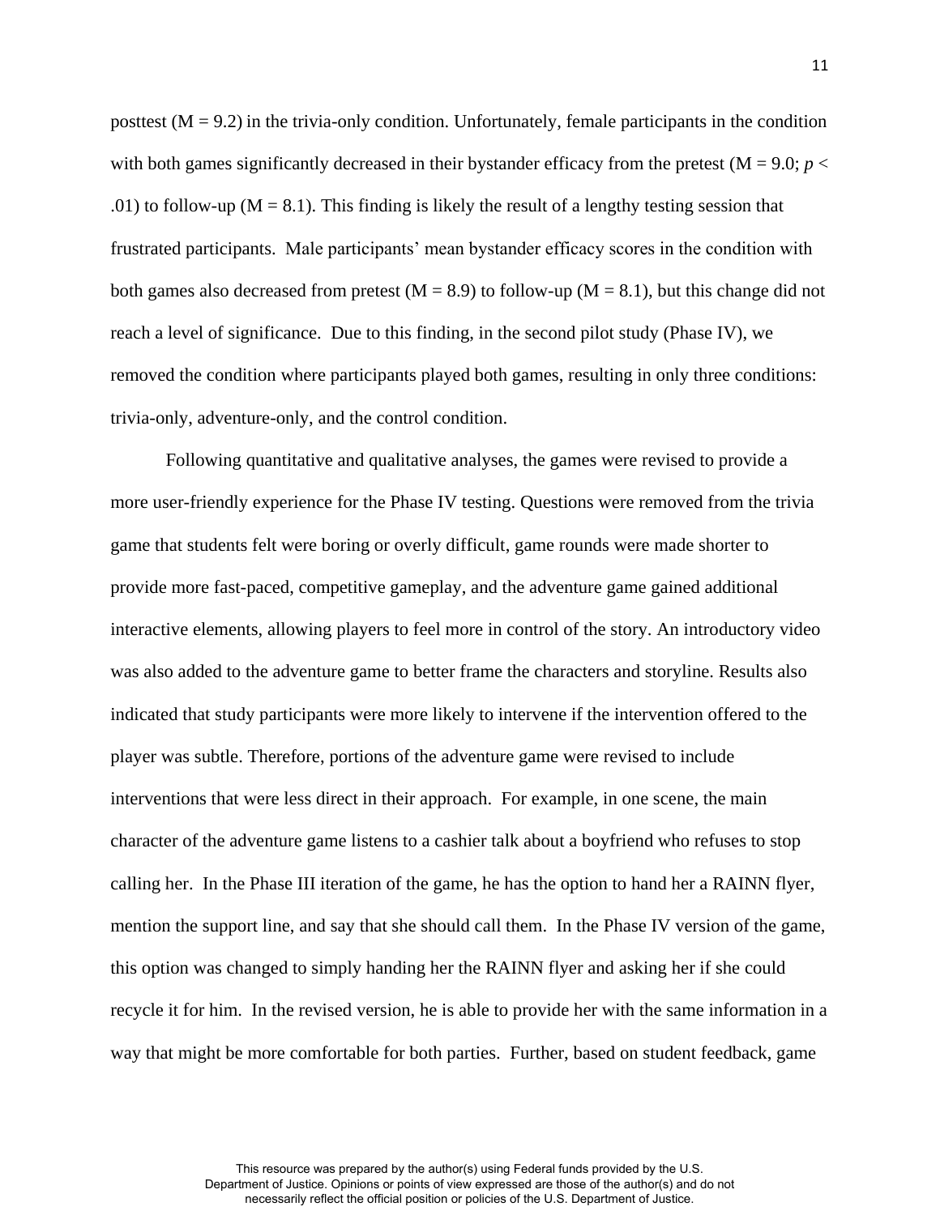posttest ($M = 9.2$) in the trivia-only condition. Unfortunately, female participants in the condition with both games significantly decreased in their bystander efficacy from the pretest ($M = 9.0$; $p < .01$) to follow-up ($M = 8.1$). This finding is likely the result of a lengthy testing session that frustrated participants. Male participants' mean bystander efficacy scores in the condition with both games also decreased from pretest ($M = 8.9$) to follow-up ($M = 8.1$), but this change did not reach a level of significance. Due to this finding, in the second pilot study (Phase IV), we removed the condition where participants played both games, resulting in only three conditions: trivia-only, adventure-only, and the control condition.

Following quantitative and qualitative analyses, the games were revised to provide a more user-friendly experience for the Phase IV testing. Questions were removed from the trivia game that students felt were boring or overly difficult, game rounds were made shorter to provide more fast-paced, competitive gameplay, and the adventure game gained additional interactive elements, allowing players to feel more in control of the story. An introductory video was also added to the adventure game to better frame the characters and storyline. Results also indicated that study participants were more likely to intervene if the intervention offered to the player was subtle. Therefore, portions of the adventure game were revised to include interventions that were less direct in their approach. For example, in one scene, the main character of the adventure game listens to a cashier talk about a boyfriend who refuses to stop calling her. In the Phase III iteration of the game, he has the option to hand her a RAINN flyer, mention the support line, and say that she should call them. In the Phase IV version of the game, this option was changed to simply handing her the RAINN flyer and asking her if she could recycle it for him. In the revised version, he is able to provide her with the same information in a way that might be more comfortable for both parties. Further, based on student feedback, game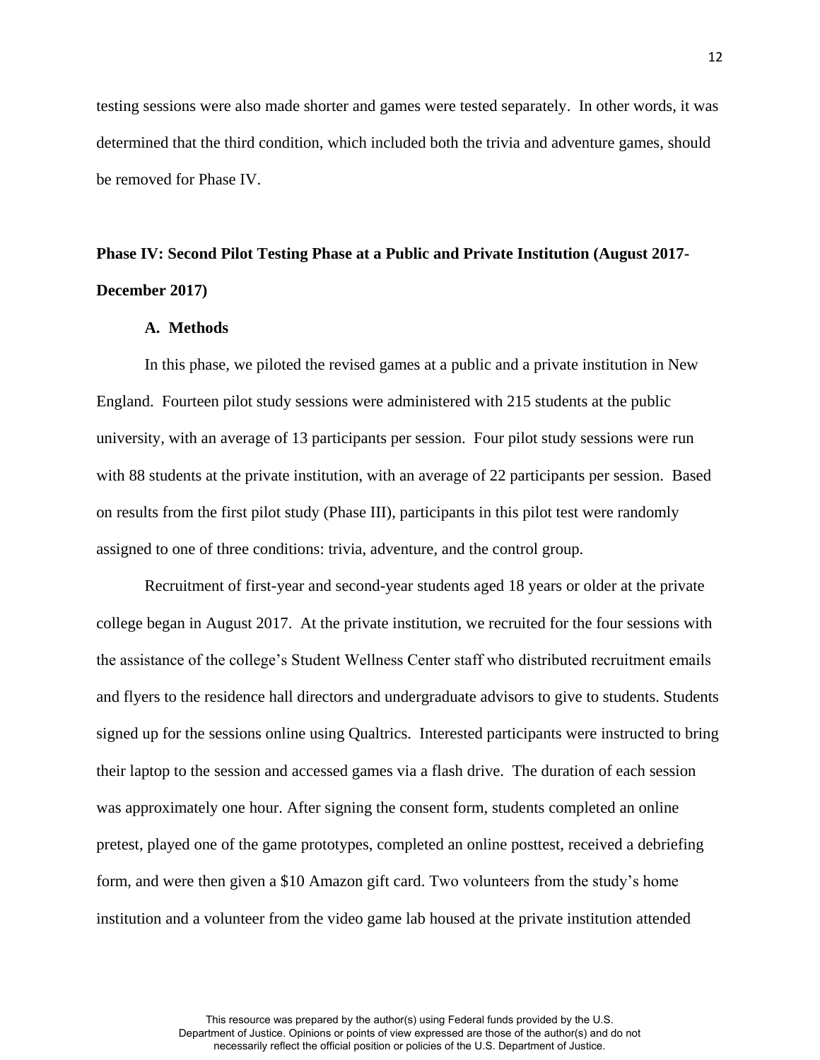testing sessions were also made shorter and games were tested separately. In other words, it was determined that the third condition, which included both the trivia and adventure games, should be removed for Phase IV.

## Phase IV: Second Pilot Testing Phase at a Public and Private Institution (August 2017-December 2017)

### A. Methods

In this phase, we piloted the revised games at a public and a private institution in New England. Fourteen pilot study sessions were administered with 215 students at the public university, with an average of 13 participants per session. Four pilot study sessions were run with 88 students at the private institution, with an average of 22 participants per session. Based on results from the first pilot study (Phase III), participants in this pilot test were randomly assigned to one of three conditions: trivia, adventure, and the control group.

Recruitment of first-year and second-year students aged 18 years or older at the private college began in August 2017. At the private institution, we recruited for the four sessions with the assistance of the college's Student Wellness Center staff who distributed recruitment emails and flyers to the residence hall directors and undergraduate advisors to give to students. Students signed up for the sessions online using Qualtrics. Interested participants were instructed to bring their laptop to the session and accessed games via a flash drive. The duration of each session was approximately one hour. After signing the consent form, students completed an online pretest, played one of the game prototypes, completed an online posttest, received a debriefing form, and were then given a $10 Amazon gift card. Two volunteers from the study's home institution and a volunteer from the video game lab housed at the private institution attended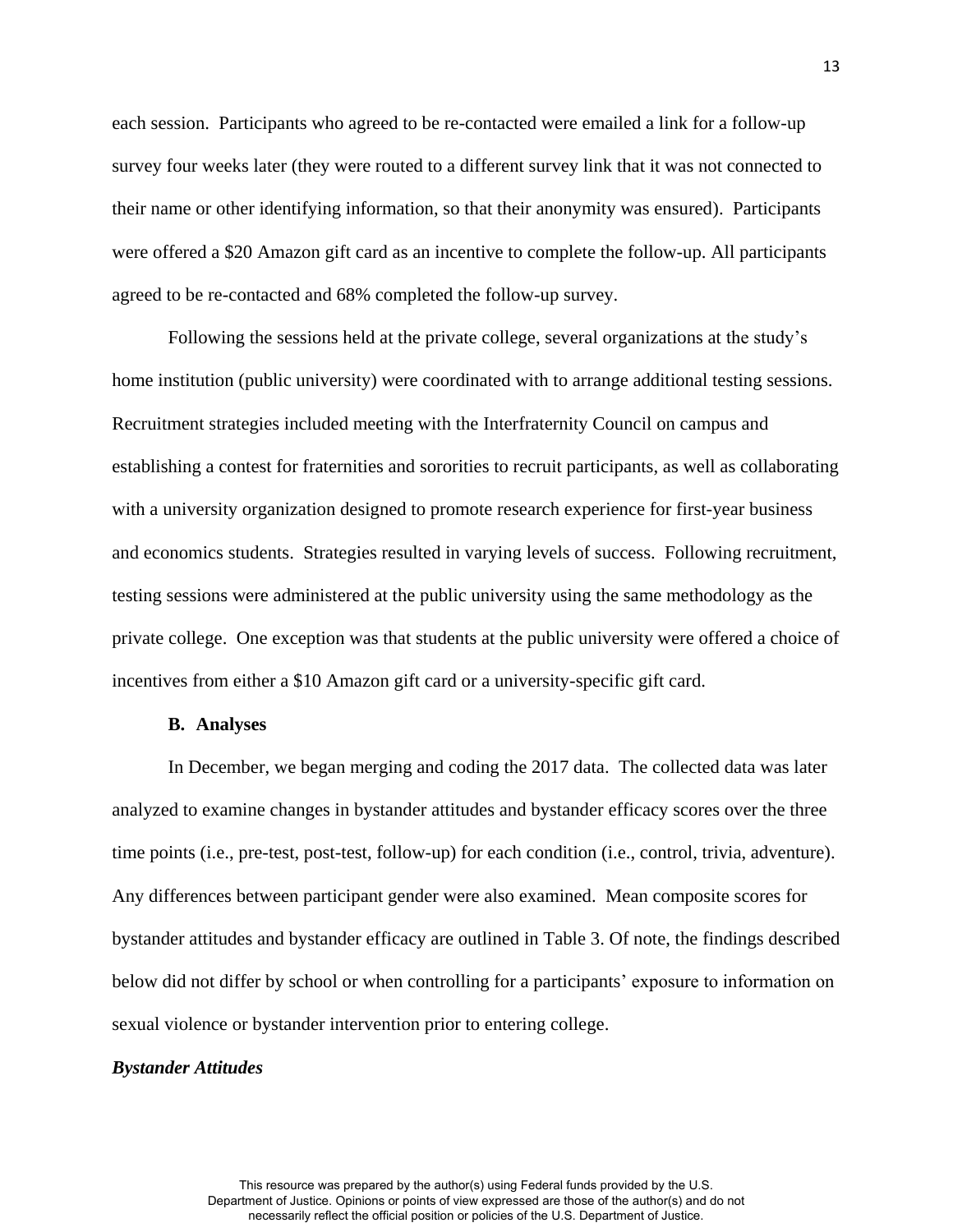each session. Participants who agreed to be re-contacted were emailed a link for a follow-up survey four weeks later (they were routed to a different survey link that it was not connected to their name or other identifying information, so that their anonymity was ensured). Participants were offered a $20 Amazon gift card as an incentive to complete the follow-up. All participants agreed to be re-contacted and 68% completed the follow-up survey.

Following the sessions held at the private college, several organizations at the study's home institution (public university) were coordinated with to arrange additional testing sessions. Recruitment strategies included meeting with the Interfraternity Council on campus and establishing a contest for fraternities and sororities to recruit participants, as well as collaborating with a university organization designed to promote research experience for first-year business and economics students. Strategies resulted in varying levels of success. Following recruitment, testing sessions were administered at the public university using the same methodology as the private college. One exception was that students at the public university were offered a choice of incentives from either a $10 Amazon gift card or a university-specific gift card.

**B. Analyses**

In December, we began merging and coding the 2017 data. The collected data was later analyzed to examine changes in bystander attitudes and bystander efficacy scores over the three time points (i.e., pre-test, post-test, follow-up) for each condition (i.e., control, trivia, adventure). Any differences between participant gender were also examined. Mean composite scores for bystander attitudes and bystander efficacy are outlined in Table 3. Of note, the findings described below did not differ by school or when controlling for a participants' exposure to information on sexual violence or bystander intervention prior to entering college.

***Bystander Attitudes***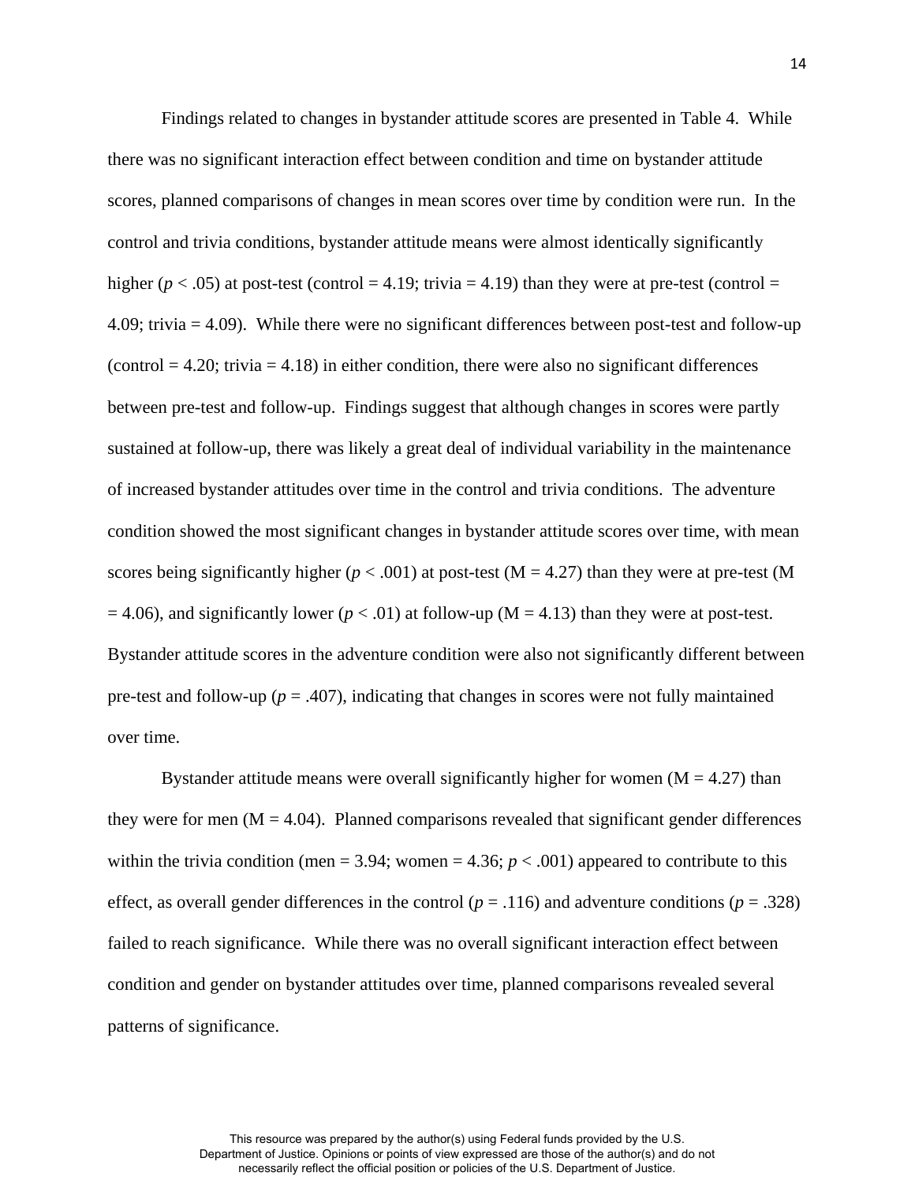Findings related to changes in bystander attitude scores are presented in Table 4. While there was no significant interaction effect between condition and time on bystander attitude scores, planned comparisons of changes in mean scores over time by condition were run. In the control and trivia conditions, bystander attitude means were almost identically significantly higher ($p < .05$) at post-test (control = 4.19; trivia = 4.19) than they were at pre-test (control = 4.09; trivia = 4.09). While there were no significant differences between post-test and follow-up (control = 4.20; trivia = 4.18) in either condition, there were also no significant differences between pre-test and follow-up. Findings suggest that although changes in scores were partly sustained at follow-up, there was likely a great deal of individual variability in the maintenance of increased bystander attitudes over time in the control and trivia conditions. The adventure condition showed the most significant changes in bystander attitude scores over time, with mean scores being significantly higher ($p < .001$) at post-test (M = 4.27) than they were at pre-test (M = 4.06), and significantly lower ($p < .01$) at follow-up (M = 4.13) than they were at post-test. Bystander attitude scores in the adventure condition were also not significantly different between pre-test and follow-up ($p = .407$), indicating that changes in scores were not fully maintained over time.

Bystander attitude means were overall significantly higher for women (M = 4.27) than they were for men (M = 4.04). Planned comparisons revealed that significant gender differences within the trivia condition (men = 3.94; women = 4.36; $p < .001$) appeared to contribute to this effect, as overall gender differences in the control ($p = .116$) and adventure conditions ($p = .328$) failed to reach significance. While there was no overall significant interaction effect between condition and gender on bystander attitudes over time, planned comparisons revealed several patterns of significance.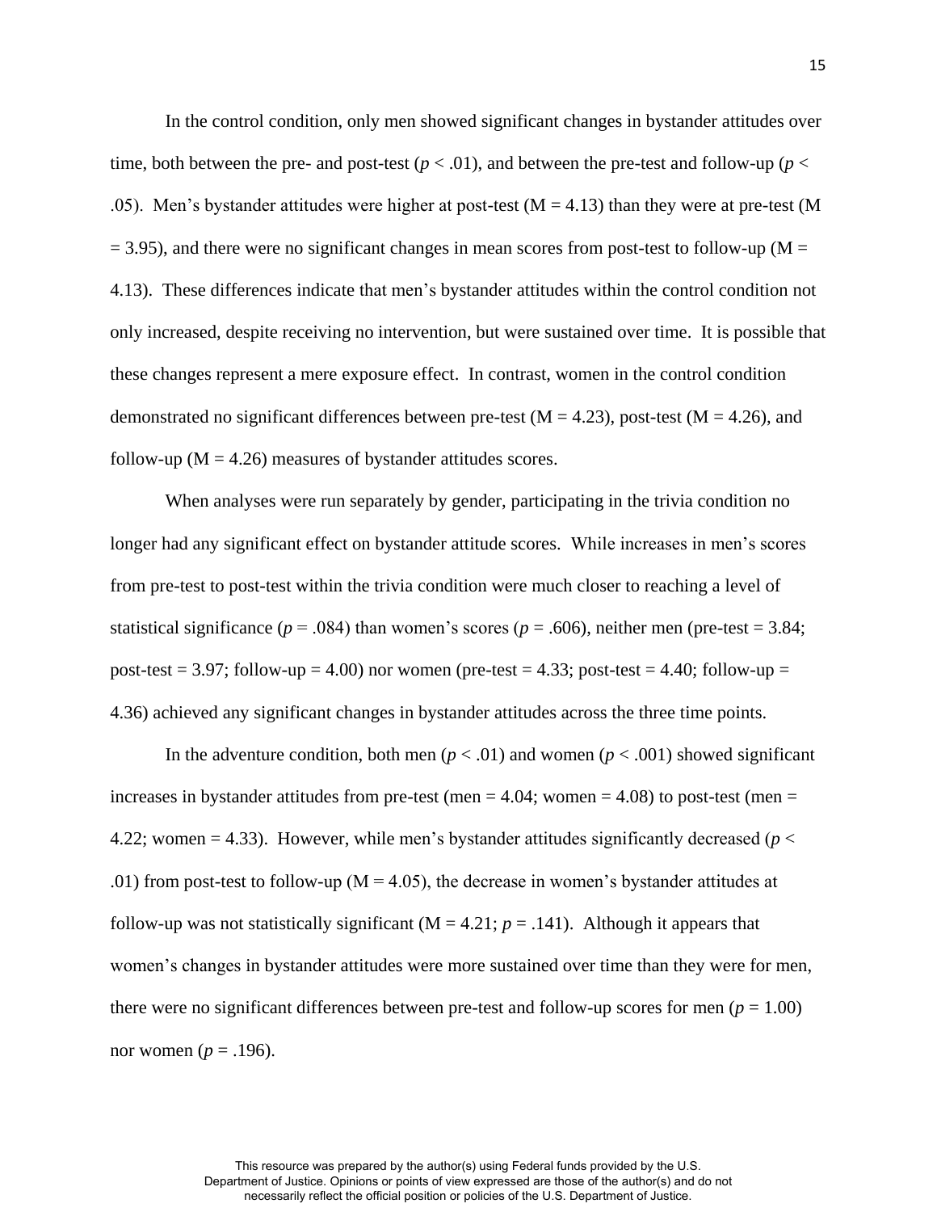In the control condition, only men showed significant changes in bystander attitudes over time, both between the pre- and post-test ($p < .01$), and between the pre-test and follow-up ($p < .05$). Men's bystander attitudes were higher at post-test (M = 4.13) than they were at pre-test (M = 3.95), and there were no significant changes in mean scores from post-test to follow-up (M = 4.13). These differences indicate that men's bystander attitudes within the control condition not only increased, despite receiving no intervention, but were sustained over time. It is possible that these changes represent a mere exposure effect. In contrast, women in the control condition demonstrated no significant differences between pre-test (M = 4.23), post-test (M = 4.26), and follow-up (M = 4.26) measures of bystander attitudes scores.

When analyses were run separately by gender, participating in the trivia condition no longer had any significant effect on bystander attitude scores. While increases in men's scores from pre-test to post-test within the trivia condition were much closer to reaching a level of statistical significance ($p = .084$) than women's scores ($p = .606$), neither men (pre-test = 3.84; post-test = 3.97; follow-up = 4.00) nor women (pre-test = 4.33; post-test = 4.40; follow-up = 4.36) achieved any significant changes in bystander attitudes across the three time points.

In the adventure condition, both men ($p < .01$) and women ($p < .001$) showed significant increases in bystander attitudes from pre-test (men = 4.04; women = 4.08) to post-test (men = 4.22; women = 4.33). However, while men's bystander attitudes significantly decreased ($p < .01$) from post-test to follow-up (M = 4.05), the decrease in women's bystander attitudes at follow-up was not statistically significant (M = 4.21; $p = .141$). Although it appears that women's changes in bystander attitudes were more sustained over time than they were for men, there were no significant differences between pre-test and follow-up scores for men ($p = 1.00$) nor women ($p = .196$).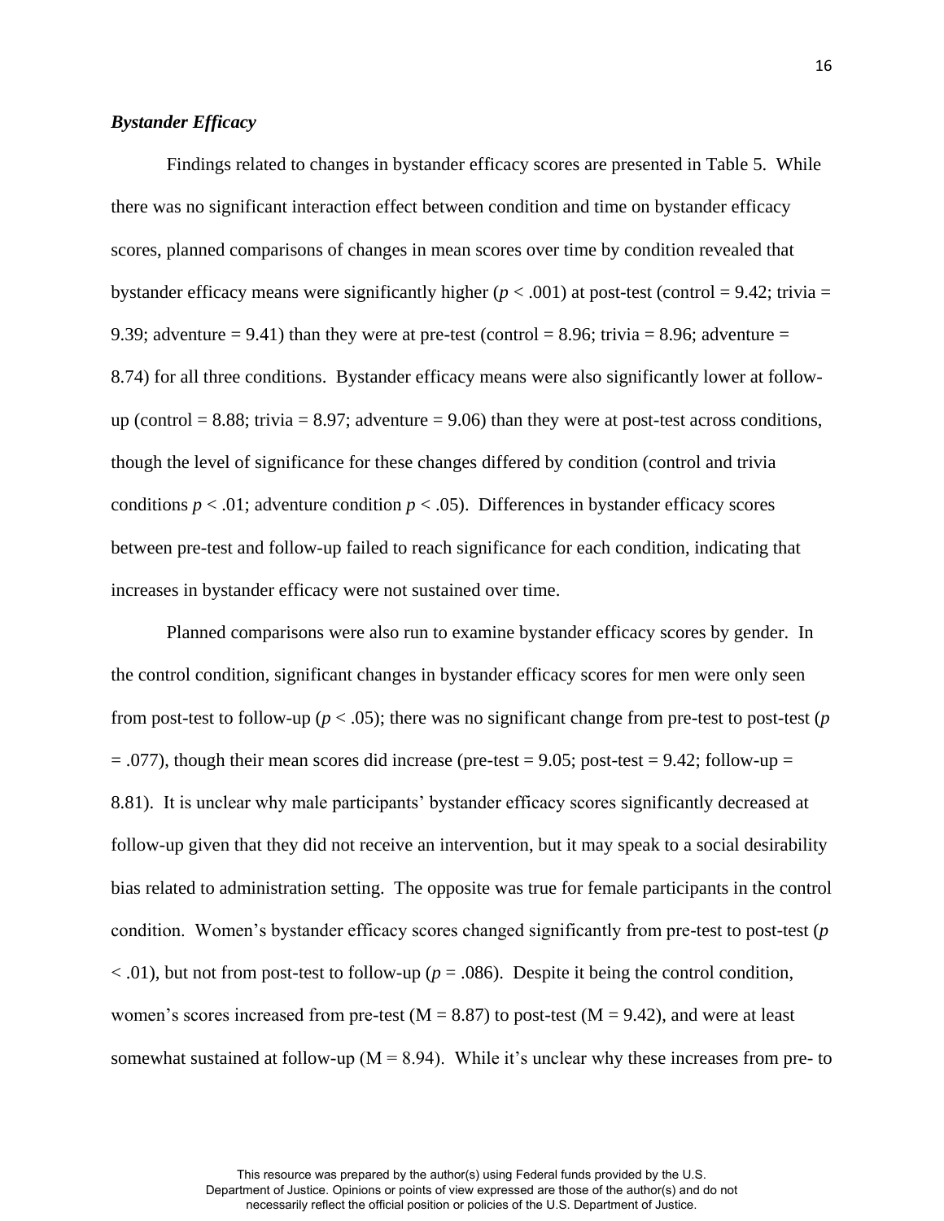### *Bystander Efficacy*

Findings related to changes in bystander efficacy scores are presented in Table 5. While there was no significant interaction effect between condition and time on bystander efficacy scores, planned comparisons of changes in mean scores over time by condition revealed that bystander efficacy means were significantly higher ($p < .001$) at post-test (control = 9.42; trivia = 9.39; adventure = 9.41) than they were at pre-test (control = 8.96; trivia = 8.96; adventure = 8.74) for all three conditions. Bystander efficacy means were also significantly lower at follow-up (control = 8.88; trivia = 8.97; adventure = 9.06) than they were at post-test across conditions, though the level of significance for these changes differed by condition (control and trivia conditions $p < .01$; adventure condition $p < .05$). Differences in bystander efficacy scores between pre-test and follow-up failed to reach significance for each condition, indicating that increases in bystander efficacy were not sustained over time.

Planned comparisons were also run to examine bystander efficacy scores by gender. In the control condition, significant changes in bystander efficacy scores for men were only seen from post-test to follow-up ($p < .05$); there was no significant change from pre-test to post-test ($p = .077$), though their mean scores did increase (pre-test = 9.05; post-test = 9.42; follow-up = 8.81). It is unclear why male participants' bystander efficacy scores significantly decreased at follow-up given that they did not receive an intervention, but it may speak to a social desirability bias related to administration setting. The opposite was true for female participants in the control condition. Women's bystander efficacy scores changed significantly from pre-test to post-test ($p < .01$), but not from post-test to follow-up ($p = .086$). Despite it being the control condition, women's scores increased from pre-test (M = 8.87) to post-test (M = 9.42), and were at least somewhat sustained at follow-up (M = 8.94). While it's unclear why these increases from pre- to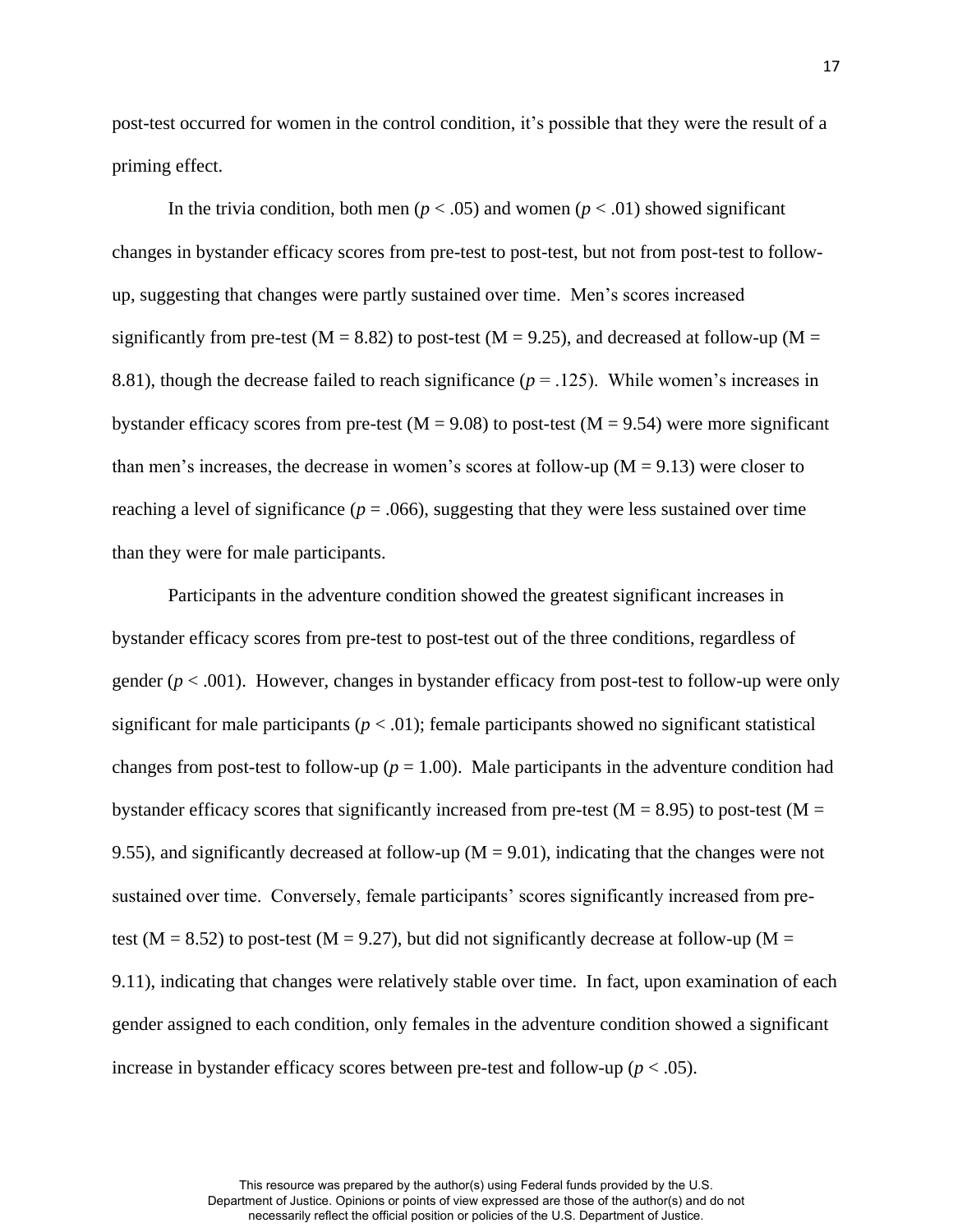post-test occurred for women in the control condition, it's possible that they were the result of a priming effect.

In the trivia condition, both men ($p < .05$) and women ($p < .01$) showed significant changes in bystander efficacy scores from pre-test to post-test, but not from post-test to follow-up, suggesting that changes were partly sustained over time. Men's scores increased significantly from pre-test (M = 8.82) to post-test (M = 9.25), and decreased at follow-up (M = 8.81), though the decrease failed to reach significance ($p = .125$). While women's increases in bystander efficacy scores from pre-test (M = 9.08) to post-test (M = 9.54) were more significant than men's increases, the decrease in women's scores at follow-up (M = 9.13) were closer to reaching a level of significance ($p = .066$), suggesting that they were less sustained over time than they were for male participants.

Participants in the adventure condition showed the greatest significant increases in bystander efficacy scores from pre-test to post-test out of the three conditions, regardless of gender ($p < .001$). However, changes in bystander efficacy from post-test to follow-up were only significant for male participants ($p < .01$); female participants showed no significant statistical changes from post-test to follow-up ($p = 1.00$). Male participants in the adventure condition had bystander efficacy scores that significantly increased from pre-test (M = 8.95) to post-test (M = 9.55), and significantly decreased at follow-up (M = 9.01), indicating that the changes were not sustained over time. Conversely, female participants' scores significantly increased from pre-test (M = 8.52) to post-test (M = 9.27), but did not significantly decrease at follow-up (M = 9.11), indicating that changes were relatively stable over time. In fact, upon examination of each gender assigned to each condition, only females in the adventure condition showed a significant increase in bystander efficacy scores between pre-test and follow-up ($p < .05$).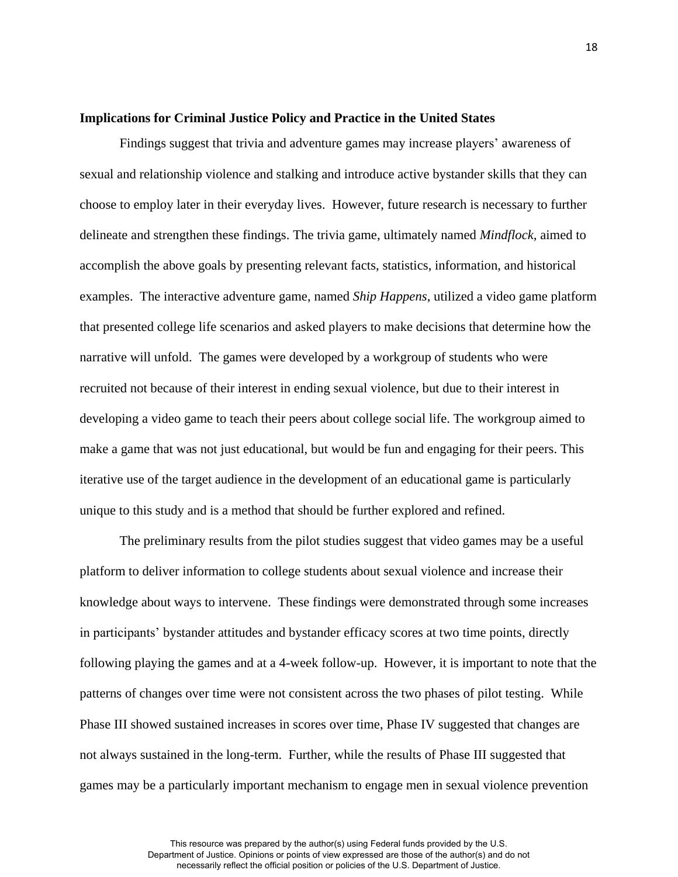**Implications for Criminal Justice Policy and Practice in the United States**

Findings suggest that trivia and adventure games may increase players' awareness of sexual and relationship violence and stalking and introduce active bystander skills that they can choose to employ later in their everyday lives. However, future research is necessary to further delineate and strengthen these findings. The trivia game, ultimately named *Mindflock*, aimed to accomplish the above goals by presenting relevant facts, statistics, information, and historical examples. The interactive adventure game, named *Ship Happens*, utilized a video game platform that presented college life scenarios and asked players to make decisions that determine how the narrative will unfold. The games were developed by a workgroup of students who were recruited not because of their interest in ending sexual violence, but due to their interest in developing a video game to teach their peers about college social life. The workgroup aimed to make a game that was not just educational, but would be fun and engaging for their peers. This iterative use of the target audience in the development of an educational game is particularly unique to this study and is a method that should be further explored and refined.

The preliminary results from the pilot studies suggest that video games may be a useful platform to deliver information to college students about sexual violence and increase their knowledge about ways to intervene. These findings were demonstrated through some increases in participants' bystander attitudes and bystander efficacy scores at two time points, directly following playing the games and at a 4-week follow-up. However, it is important to note that the patterns of changes over time were not consistent across the two phases of pilot testing. While Phase III showed sustained increases in scores over time, Phase IV suggested that changes are not always sustained in the long-term. Further, while the results of Phase III suggested that games may be a particularly important mechanism to engage men in sexual violence prevention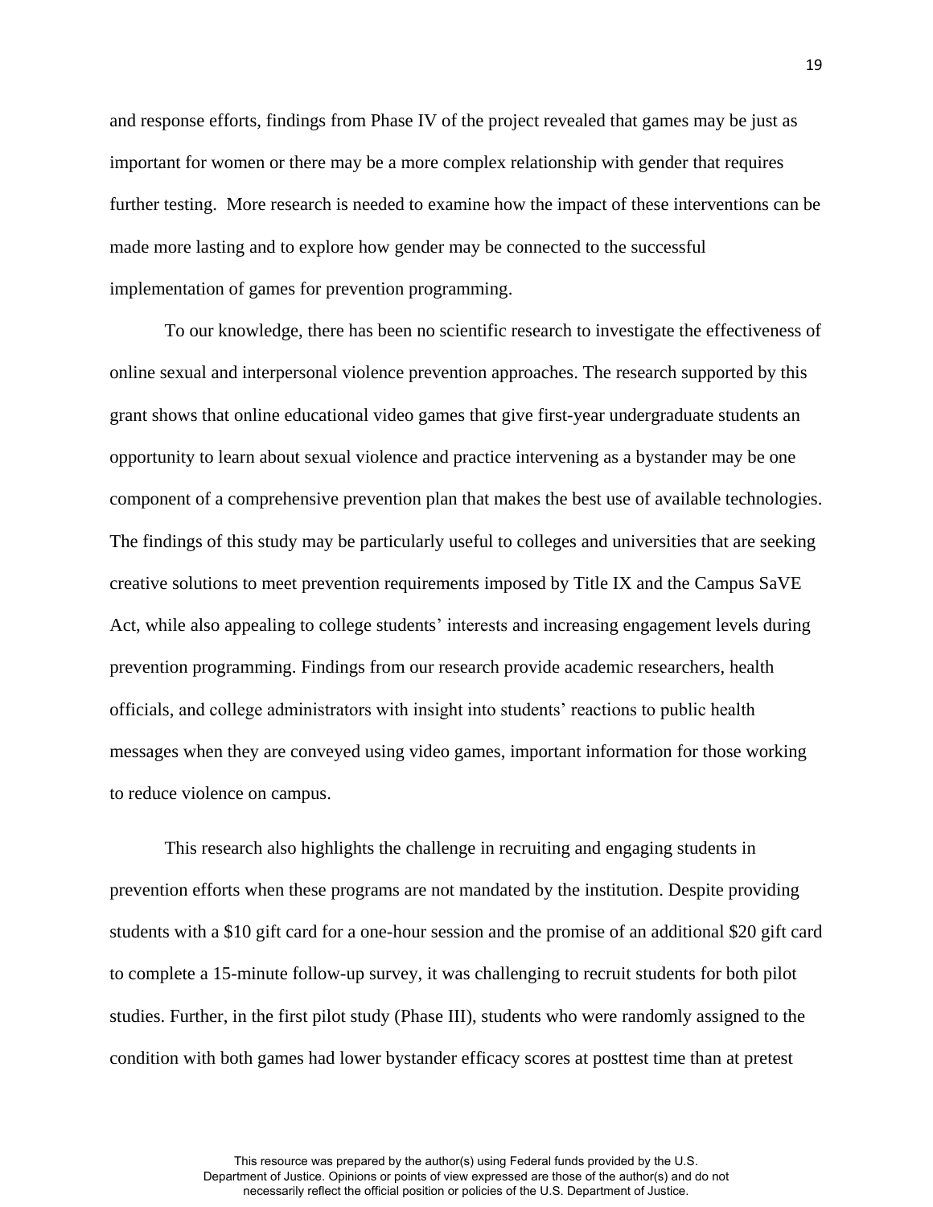and response efforts, findings from Phase IV of the project revealed that games may be just as important for women or there may be a more complex relationship with gender that requires further testing. More research is needed to examine how the impact of these interventions can be made more lasting and to explore how gender may be connected to the successful implementation of games for prevention programming.

To our knowledge, there has been no scientific research to investigate the effectiveness of online sexual and interpersonal violence prevention approaches. The research supported by this grant shows that online educational video games that give first-year undergraduate students an opportunity to learn about sexual violence and practice intervening as a bystander may be one component of a comprehensive prevention plan that makes the best use of available technologies. The findings of this study may be particularly useful to colleges and universities that are seeking creative solutions to meet prevention requirements imposed by Title IX and the Campus SaVE Act, while also appealing to college students' interests and increasing engagement levels during prevention programming. Findings from our research provide academic researchers, health officials, and college administrators with insight into students' reactions to public health messages when they are conveyed using video games, important information for those working to reduce violence on campus.

This research also highlights the challenge in recruiting and engaging students in prevention efforts when these programs are not mandated by the institution. Despite providing students with a $10 gift card for a one-hour session and the promise of an additional $20 gift card to complete a 15-minute follow-up survey, it was challenging to recruit students for both pilot studies. Further, in the first pilot study (Phase III), students who were randomly assigned to the condition with both games had lower bystander efficacy scores at posttest time than at pretest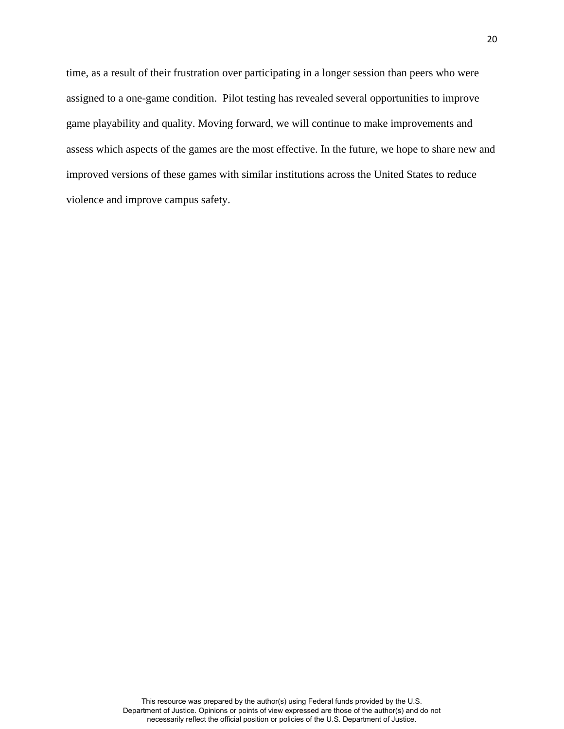time, as a result of their frustration over participating in a longer session than peers who were assigned to a one-game condition.  Pilot testing has revealed several opportunities to improve game playability and quality. Moving forward, we will continue to make improvements and assess which aspects of the games are the most effective. In the future, we hope to share new and improved versions of these games with similar institutions across the United States to reduce violence and improve campus safety.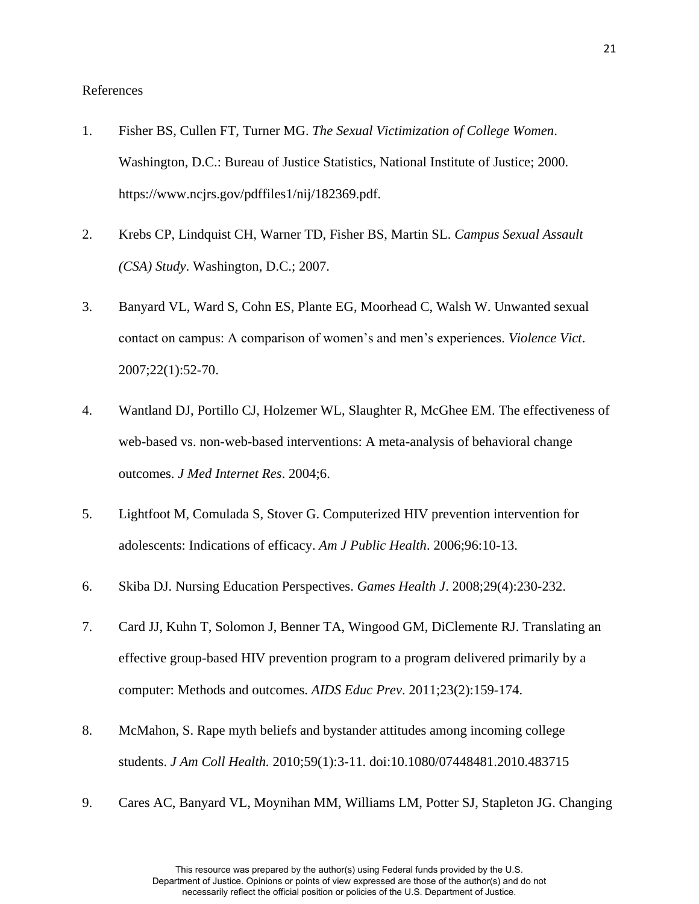References

1. Fisher BS, Cullen FT, Turner MG. *The Sexual Victimization of College Women*. Washington, D.C.: Bureau of Justice Statistics, National Institute of Justice; 2000. https://www.ncjrs.gov/pdffiles1/nij/182369.pdf.

2. Krebs CP, Lindquist CH, Warner TD, Fisher BS, Martin SL. *Campus Sexual Assault (CSA) Study*. Washington, D.C.; 2007.

3. Banyard VL, Ward S, Cohn ES, Plante EG, Moorhead C, Walsh W. Unwanted sexual contact on campus: A comparison of women's and men's experiences. *Violence Vict*. 2007;22(1):52-70.

4. Wantland DJ, Portillo CJ, Holzemer WL, Slaughter R, McGhee EM. The effectiveness of web-based vs. non-web-based interventions: A meta-analysis of behavioral change outcomes. *J Med Internet Res*. 2004;6.

5. Lightfoot M, Comulada S, Stover G. Computerized HIV prevention intervention for adolescents: Indications of efficacy. *Am J Public Health*. 2006;96:10-13.

6. Skiba DJ. Nursing Education Perspectives. *Games Health J*. 2008;29(4):230-232.

7. Card JJ, Kuhn T, Solomon J, Benner TA, Wingood GM, DiClemente RJ. Translating an effective group-based HIV prevention program to a program delivered primarily by a computer: Methods and outcomes. *AIDS Educ Prev*. 2011;23(2):159-174.

8. McMahon, S. Rape myth beliefs and bystander attitudes among incoming college students. *J Am Coll Health.* 2010;59(1):3-11. doi:10.1080/07448481.2010.483715

9. Cares AC, Banyard VL, Moynihan MM, Williams LM, Potter SJ, Stapleton JG. Changing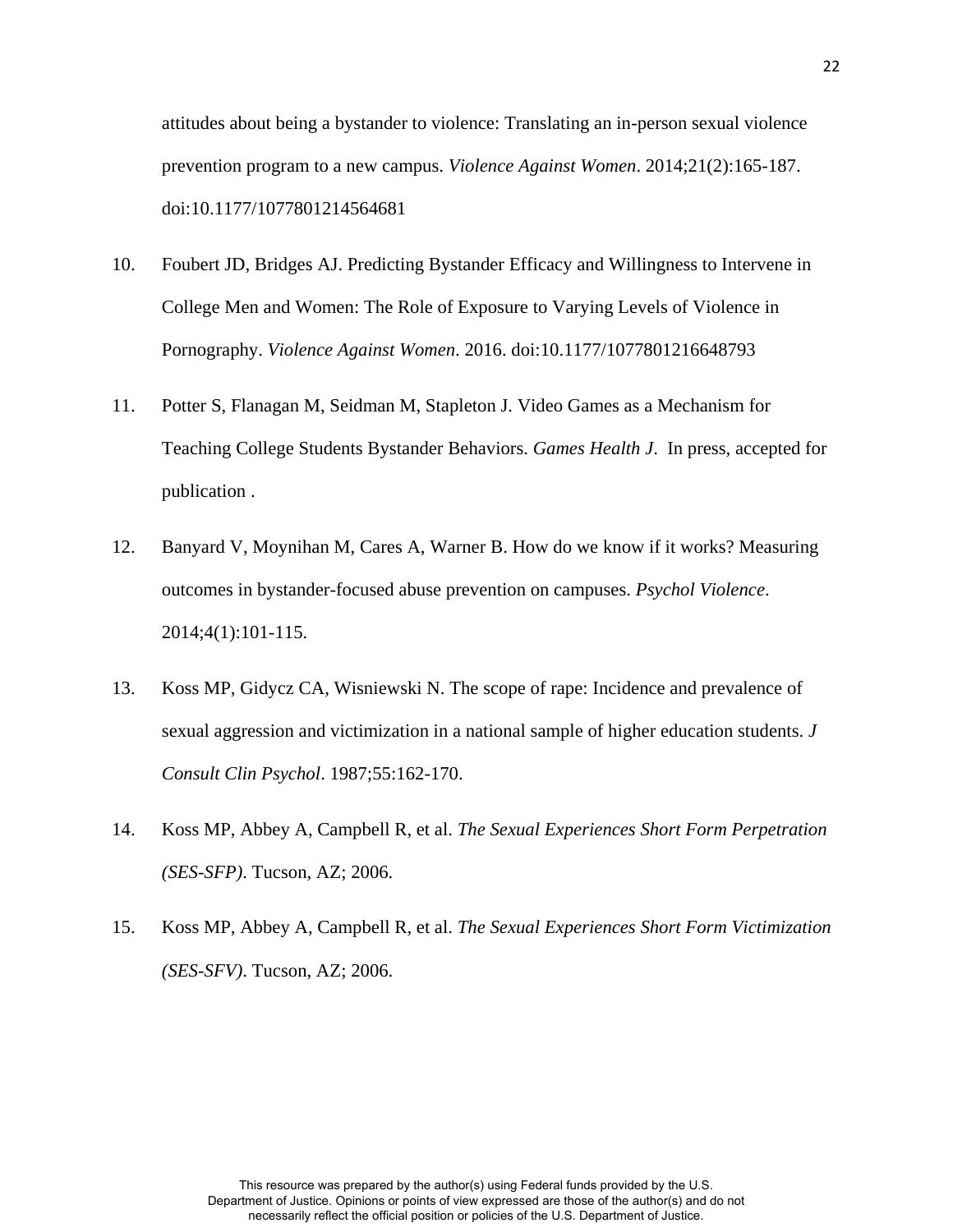attitudes about being a bystander to violence: Translating an in-person sexual violence prevention program to a new campus. *Violence Against Women*. 2014;21(2):165-187. doi:10.1177/1077801214564681

10. Foubert JD, Bridges AJ. Predicting Bystander Efficacy and Willingness to Intervene in College Men and Women: The Role of Exposure to Varying Levels of Violence in Pornography. *Violence Against Women*. 2016. doi:10.1177/1077801216648793

11. Potter S, Flanagan M, Seidman M, Stapleton J. Video Games as a Mechanism for Teaching College Students Bystander Behaviors. *Games Health J*. In press, accepted for publication .

12. Banyard V, Moynihan M, Cares A, Warner B. How do we know if it works? Measuring outcomes in bystander-focused abuse prevention on campuses. *Psychol Violence*. 2014;4(1):101-115.

13. Koss MP, Gidycz CA, Wisniewski N. The scope of rape: Incidence and prevalence of sexual aggression and victimization in a national sample of higher education students. *J Consult Clin Psychol*. 1987;55:162-170.

14. Koss MP, Abbey A, Campbell R, et al. *The Sexual Experiences Short Form Perpetration (SES-SFP)*. Tucson, AZ; 2006.

15. Koss MP, Abbey A, Campbell R, et al. *The Sexual Experiences Short Form Victimization (SES-SFV)*. Tucson, AZ; 2006.

This resource was prepared by the author(s) using Federal funds provided by the U.S. Department of Justice. Opinions or points of view expressed are those of the author(s) and do not necessarily reflect the official position or policies of the U.S. Department of Justice.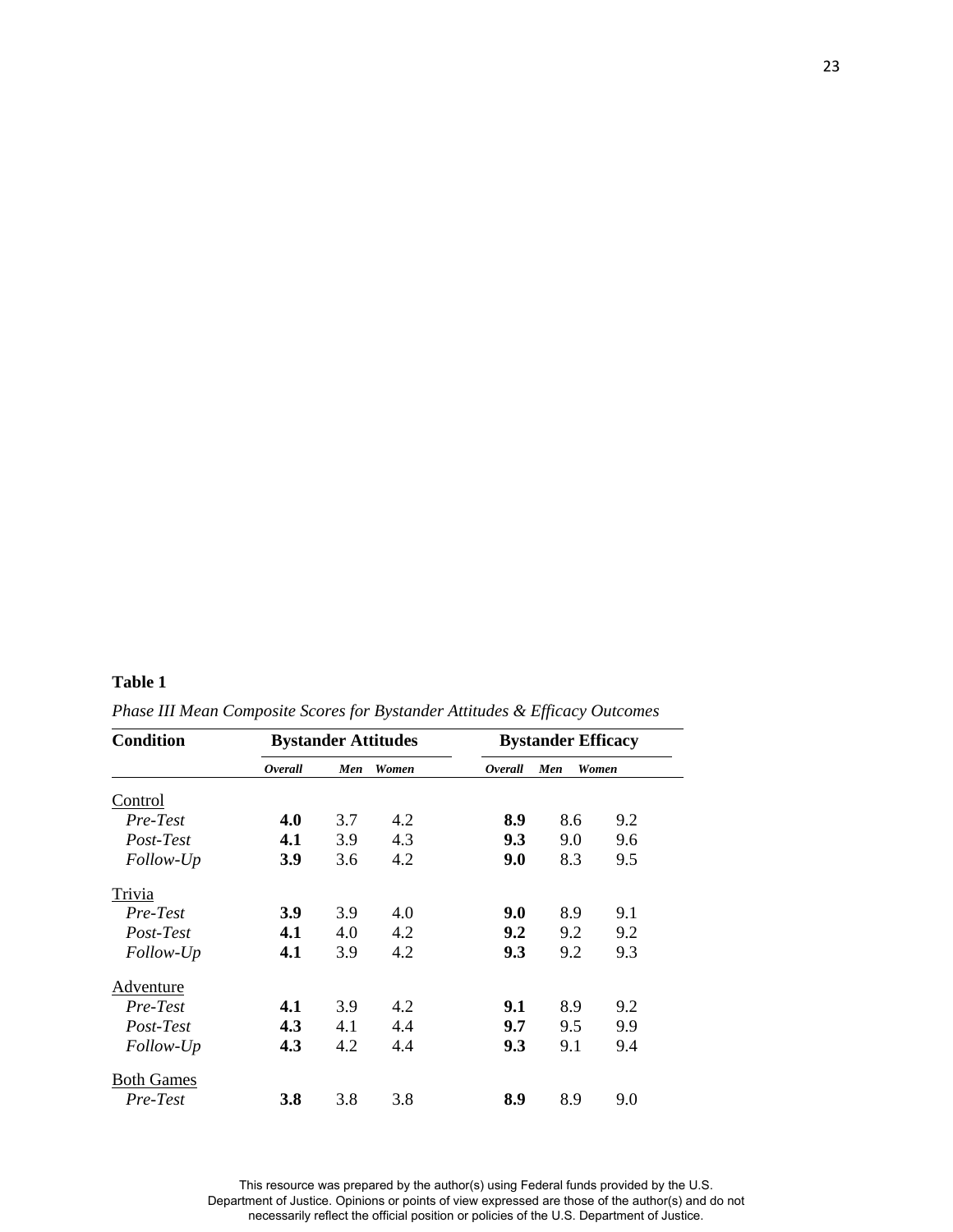**Table 1**

*Phase III Mean Composite Scores for Bystander Attitudes & Efficacy Outcomes*

| Condition | Bystander Attitudes | | | Bystander Efficacy | | |
|---|---|---|---|---|---|---|
| | ***Overall*** | ***Men*** | ***Women*** | ***Overall*** | ***Men*** | ***Women*** |
| Control | | | | | | |
| *Pre-Test* | **4.0** | 3.7 | 4.2 | **8.9** | 8.6 | 9.2 |
| *Post-Test* | **4.1** | 3.9 | 4.3 | **9.3** | 9.0 | 9.6 |
| *Follow-Up* | **3.9** | 3.6 | 4.2 | **9.0** | 8.3 | 9.5 |
| Trivia | | | | | | |
| *Pre-Test* | **3.9** | 3.9 | 4.0 | **9.0** | 8.9 | 9.1 |
| *Post-Test* | **4.1** | 4.0 | 4.2 | **9.2** | 9.2 | 9.2 |
| *Follow-Up* | **4.1** | 3.9 | 4.2 | **9.3** | 9.2 | 9.3 |
| Adventure | | | | | | |
| *Pre-Test* | **4.1** | 3.9 | 4.2 | **9.1** | 8.9 | 9.2 |
| *Post-Test* | **4.3** | 4.1 | 4.4 | **9.7** | 9.5 | 9.9 |
| *Follow-Up* | **4.3** | 4.2 | 4.4 | **9.3** | 9.1 | 9.4 |
| Both Games | | | | | | |
| *Pre-Test* | **3.8** | 3.8 | 3.8 | **8.9** | 8.9 | 9.0 |

This resource was prepared by the author(s) using Federal funds provided by the U.S. Department of Justice. Opinions or points of view expressed are those of the author(s) and do not necessarily reflect the official position or policies of the U.S. Department of Justice.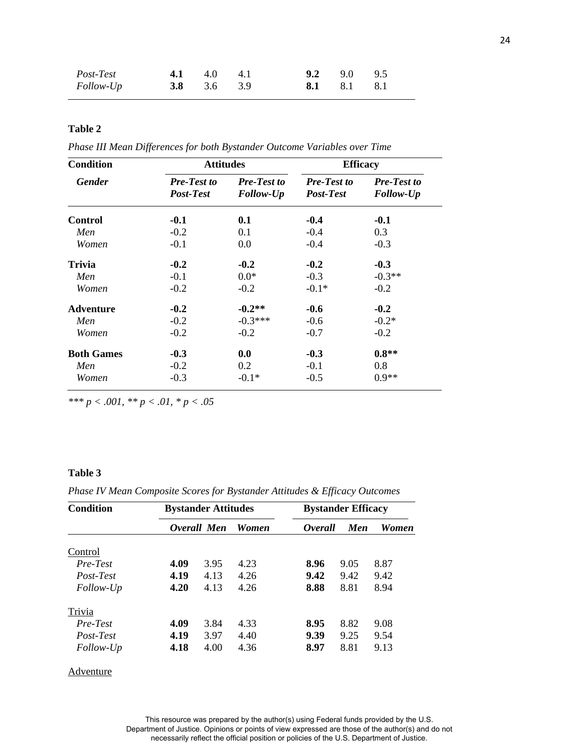| | | | | | | |
|---|---|---|---|---|---|---|
| *Post-Test* | **4.1** | 4.0 | 4.1 | **9.2** | 9.0 | 9.5 |
| *Follow-Up* | **3.8** | 3.6 | 3.9 | **8.1** | 8.1 | 8.1 |

**Table 2**

*Phase III Mean Differences for both Bystander Outcome Variables over Time*

| **Condition** | **Attitudes** | | **Efficacy** | |
|---|---|---|---|---|
| ***Gender*** | ***Pre-Test to Post-Test*** | ***Pre-Test to Follow-Up*** | ***Pre-Test to Post-Test*** | ***Pre-Test to Follow-Up*** |
| **Control** | **-0.1** | **0.1** | **-0.4** | **-0.1** |
| *Men* | -0.2 | 0.1 | -0.4 | 0.3 |
| *Women* | -0.1 | 0.0 | -0.4 | -0.3 |
| **Trivia** | **-0.2** | **-0.2** | **-0.2** | **-0.3** |
| *Men* | -0.1 | 0.0* | -0.3 | -0.3** |
| *Women* | -0.2 | -0.2 | -0.1* | -0.2 |
| **Adventure** | **-0.2** | **-0.2**** | **-0.6** | **-0.2** |
| *Men* | -0.2 | -0.3*** | -0.6 | -0.2* |
| *Women* | -0.2 | -0.2 | -0.7 | -0.2 |
| **Both Games** | **-0.3** | **0.0** | **-0.3** | **0.8**** |
| *Men* | -0.2 | 0.2 | -0.1 | 0.8 |
| *Women* | -0.3 | -0.1* | -0.5 | 0.9** |

**** p < .001, ** p < .01, * p < .05*

**Table 3**

*Phase IV Mean Composite Scores for Bystander Attitudes & Efficacy Outcomes*

| **Condition** | **Bystander Attitudes** | | | **Bystander Efficacy** | | |
|---|---|---|---|---|---|---|
| | ***Overall*** | ***Men*** | ***Women*** | ***Overall*** | ***Men*** | ***Women*** |
| Control | | | | | | |
| *Pre-Test* | **4.09** | 3.95 | 4.23 | **8.96** | 9.05 | 8.87 |
| *Post-Test* | **4.19** | 4.13 | 4.26 | **9.42** | 9.42 | 9.42 |
| *Follow-Up* | **4.20** | 4.13 | 4.26 | **8.88** | 8.81 | 8.94 |
| Trivia | | | | | | |
| *Pre-Test* | **4.09** | 3.84 | 4.33 | **8.95** | 8.82 | 9.08 |
| *Post-Test* | **4.19** | 3.97 | 4.40 | **9.39** | 9.25 | 9.54 |
| *Follow-Up* | **4.18** | 4.00 | 4.36 | **8.97** | 8.81 | 9.13 |
| Adventure | | | | | | |

This resource was prepared by the author(s) using Federal funds provided by the U.S. Department of Justice. Opinions or points of view expressed are those of the author(s) and do not necessarily reflect the official position or policies of the U.S. Department of Justice.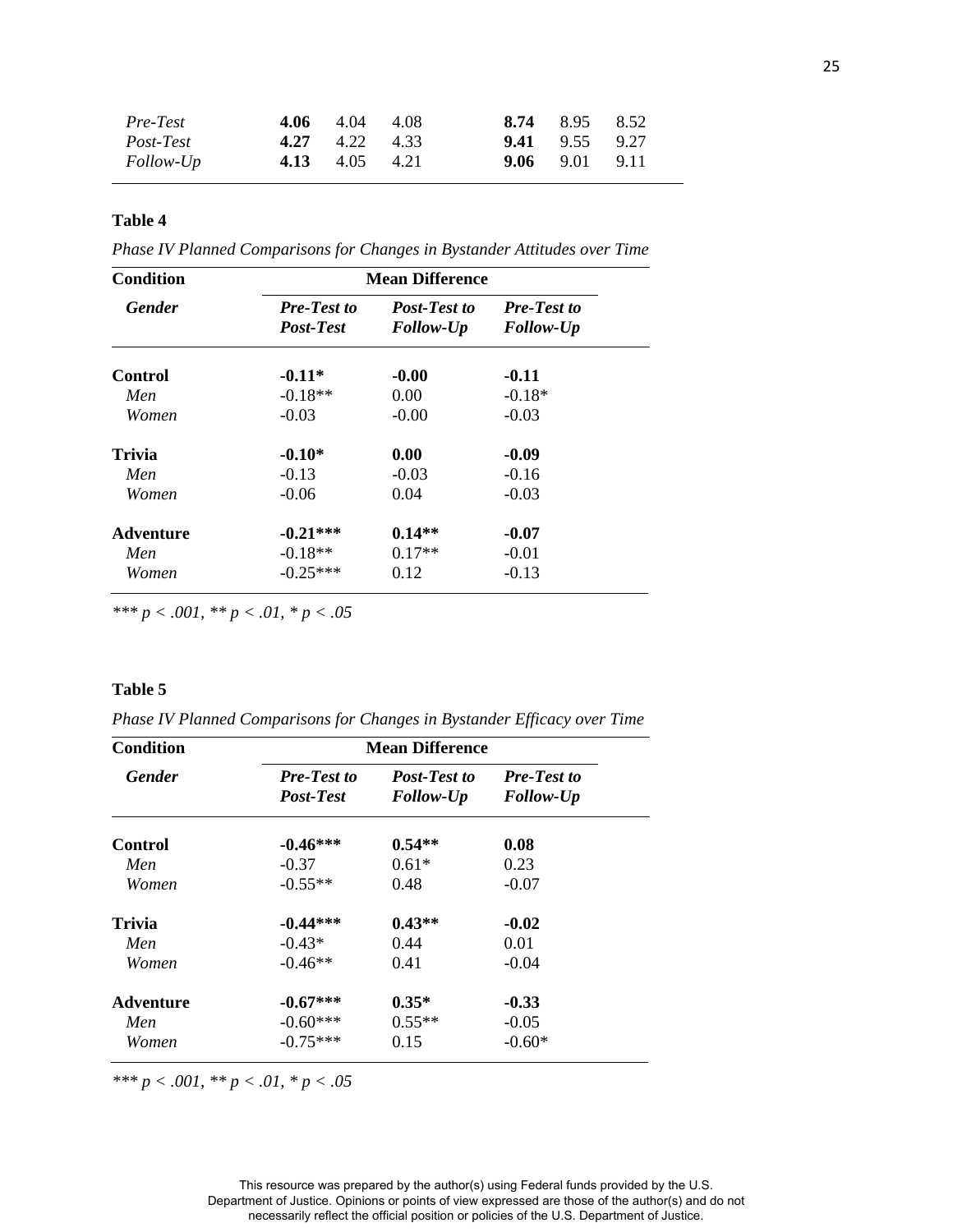| | | | | | | |
|---|---|---|---|---|---|---|
| *Pre-Test* | **4.06** | 4.04 | 4.08 | **8.74** | 8.95 | 8.52 |
| *Post-Test* | **4.27** | 4.22 | 4.33 | **9.41** | 9.55 | 9.27 |
| *Follow-Up* | **4.13** | 4.05 | 4.21 | **9.06** | 9.01 | 9.11 |

**Table 4**

*Phase IV Planned Comparisons for Changes in Bystander Attitudes over Time*

| **Condition** | **Mean Difference** | | |
|---|---|---|---|
| ***Gender*** | ***Pre-Test to Post-Test*** | ***Post-Test to Follow-Up*** | ***Pre-Test to Follow-Up*** |
| **Control** | **-0.11*** | **-0.00** | **-0.11** |
| *Men* | -0.18** | 0.00 | -0.18* |
| *Women* | -0.03 | -0.00 | -0.03 |
| **Trivia** | **-0.10*** | **0.00** | **-0.09** |
| *Men* | -0.13 | -0.03 | -0.16 |
| *Women* | -0.06 | 0.04 | -0.03 |
| **Adventure** | **-0.21***** | **0.14**** | **-0.07** |
| *Men* | -0.18** | 0.17** | -0.01 |
| *Women* | -0.25*** | 0.12 | -0.13 |

*\*\*\* p < .001, \*\* p < .01, \* p < .05*

**Table 5**

*Phase IV Planned Comparisons for Changes in Bystander Efficacy over Time*

| **Condition** | **Mean Difference** | | |
|---|---|---|---|
| ***Gender*** | ***Pre-Test to Post-Test*** | ***Post-Test to Follow-Up*** | ***Pre-Test to Follow-Up*** |
| **Control** | **-0.46***** | **0.54**** | **0.08** |
| *Men* | -0.37 | 0.61* | 0.23 |
| *Women* | -0.55** | 0.48 | -0.07 |
| **Trivia** | **-0.44***** | **0.43**** | **-0.02** |
| *Men* | -0.43* | 0.44 | 0.01 |
| *Women* | -0.46** | 0.41 | -0.04 |
| **Adventure** | **-0.67***** | **0.35*** | **-0.33** |
| *Men* | -0.60*** | 0.55** | -0.05 |
| *Women* | -0.75*** | 0.15 | -0.60* |

*\*\*\* p < .001, \*\* p < .01, \* p < .05*

This resource was prepared by the author(s) using Federal funds provided by the U.S. Department of Justice. Opinions or points of view expressed are those of the author(s) and do not necessarily reflect the official position or policies of the U.S. Department of Justice.